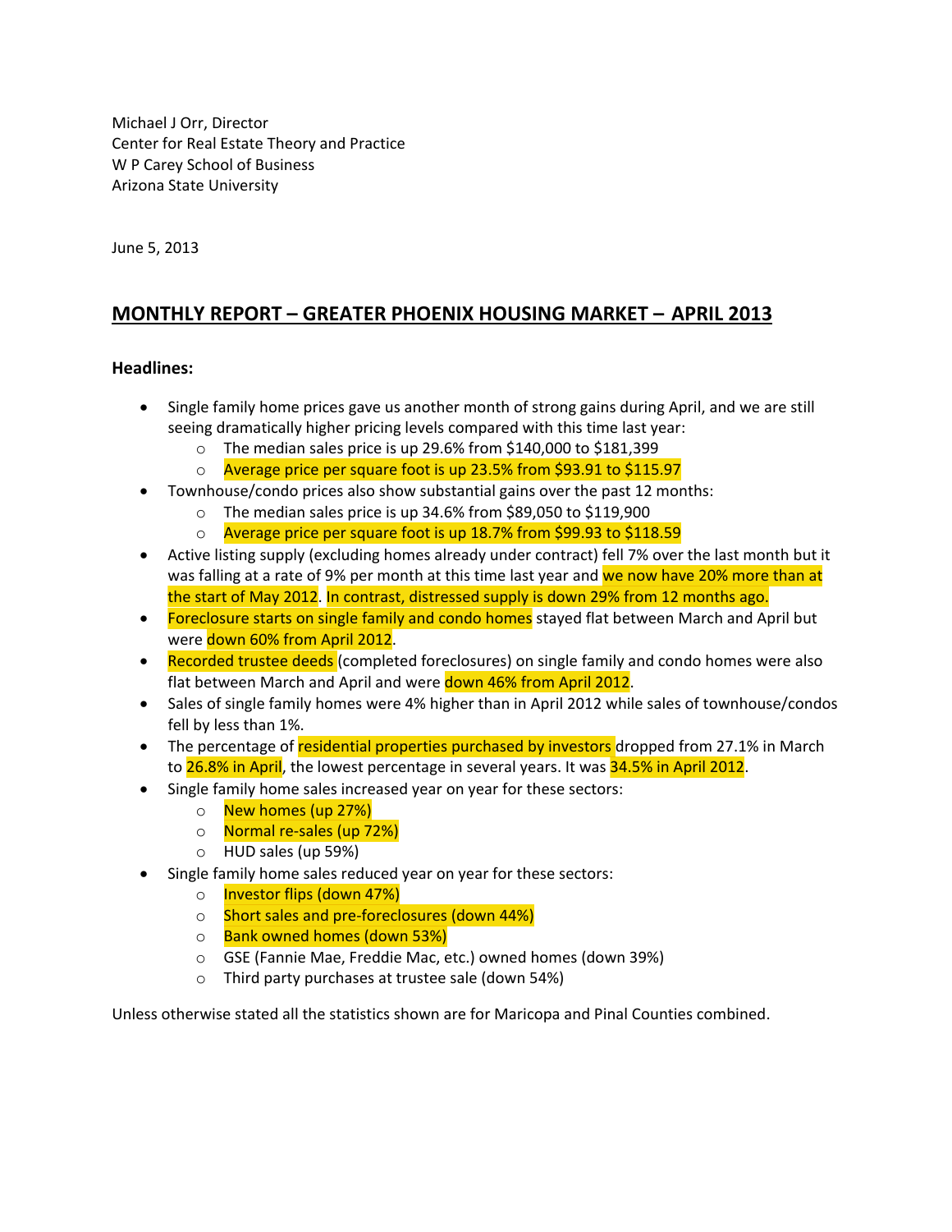Michael J Orr, Director
Center for Real Estate Theory and Practice
W P Carey School of Business
Arizona State University

June 5, 2013

## MONTHLY REPORT – GREATER PHOENIX HOUSING MARKET – APRIL 2013

**Headlines:**

- Single family home prices gave us another month of strong gains during April, and we are still seeing dramatically higher pricing levels compared with this time last year:
  - The median sales price is up 29.6% from $140,000 to $181,399
  - Average price per square foot is up 23.5% from $93.91 to $115.97
- Townhouse/condo prices also show substantial gains over the past 12 months:
  - The median sales price is up 34.6% from $89,050 to $119,900
  - Average price per square foot is up 18.7% from $99.93 to $118.59
- Active listing supply (excluding homes already under contract) fell 7% over the last month but it was falling at a rate of 9% per month at this time last year and we now have 20% more than at the start of May 2012. In contrast, distressed supply is down 29% from 12 months ago.
- Foreclosure starts on single family and condo homes stayed flat between March and April but were down 60% from April 2012.
- Recorded trustee deeds (completed foreclosures) on single family and condo homes were also flat between March and April and were down 46% from April 2012.
- Sales of single family homes were 4% higher than in April 2012 while sales of townhouse/condos fell by less than 1%.
- The percentage of residential properties purchased by investors dropped from 27.1% in March to 26.8% in April, the lowest percentage in several years. It was 34.5% in April 2012.
- Single family home sales increased year on year for these sectors:
  - New homes (up 27%)
  - Normal re-sales (up 72%)
  - HUD sales (up 59%)
- Single family home sales reduced year on year for these sectors:
  - Investor flips (down 47%)
  - Short sales and pre-foreclosures (down 44%)
  - Bank owned homes (down 53%)
  - GSE (Fannie Mae, Freddie Mac, etc.) owned homes (down 39%)
  - Third party purchases at trustee sale (down 54%)

Unless otherwise stated all the statistics shown are for Maricopa and Pinal Counties combined.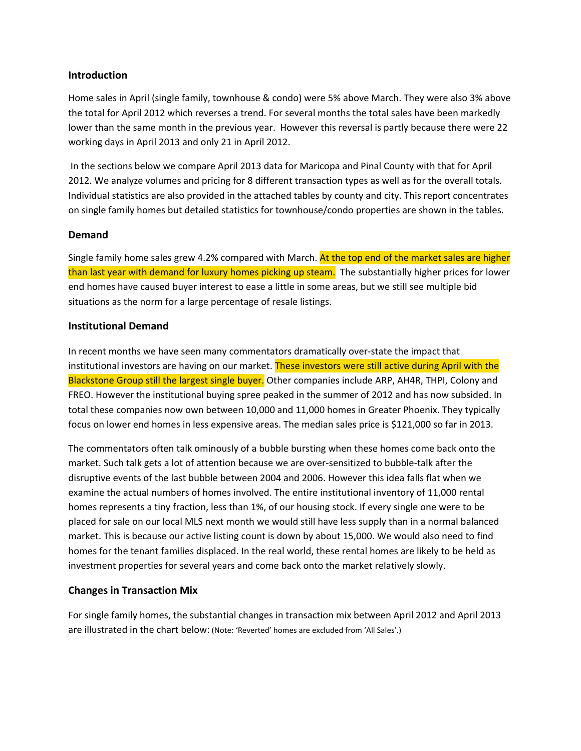## Introduction

Home sales in April (single family, townhouse & condo) were 5% above March. They were also 3% above the total for April 2012 which reverses a trend. For several months the total sales have been markedly lower than the same month in the previous year. However this reversal is partly because there were 22 working days in April 2013 and only 21 in April 2012.

In the sections below we compare April 2013 data for Maricopa and Pinal County with that for April 2012. We analyze volumes and pricing for 8 different transaction types as well as for the overall totals. Individual statistics are also provided in the attached tables by county and city. This report concentrates on single family homes but detailed statistics for townhouse/condo properties are shown in the tables.

## Demand

Single family home sales grew 4.2% compared with March. At the top end of the market sales are higher than last year with demand for luxury homes picking up steam. The substantially higher prices for lower end homes have caused buyer interest to ease a little in some areas, but we still see multiple bid situations as the norm for a large percentage of resale listings.

## Institutional Demand

In recent months we have seen many commentators dramatically over-state the impact that institutional investors are having on our market. These investors were still active during April with the Blackstone Group still the largest single buyer. Other companies include ARP, AH4R, THPI, Colony and FREO. However the institutional buying spree peaked in the summer of 2012 and has now subsided. In total these companies now own between 10,000 and 11,000 homes in Greater Phoenix. They typically focus on lower end homes in less expensive areas. The median sales price is $121,000 so far in 2013.

The commentators often talk ominously of a bubble bursting when these homes come back onto the market. Such talk gets a lot of attention because we are over-sensitized to bubble-talk after the disruptive events of the last bubble between 2004 and 2006. However this idea falls flat when we examine the actual numbers of homes involved. The entire institutional inventory of 11,000 rental homes represents a tiny fraction, less than 1%, of our housing stock. If every single one were to be placed for sale on our local MLS next month we would still have less supply than in a normal balanced market. This is because our active listing count is down by about 15,000. We would also need to find homes for the tenant families displaced. In the real world, these rental homes are likely to be held as investment properties for several years and come back onto the market relatively slowly.

## Changes in Transaction Mix

For single family homes, the substantial changes in transaction mix between April 2012 and April 2013 are illustrated in the chart below: (Note: 'Reverted' homes are excluded from 'All Sales'.)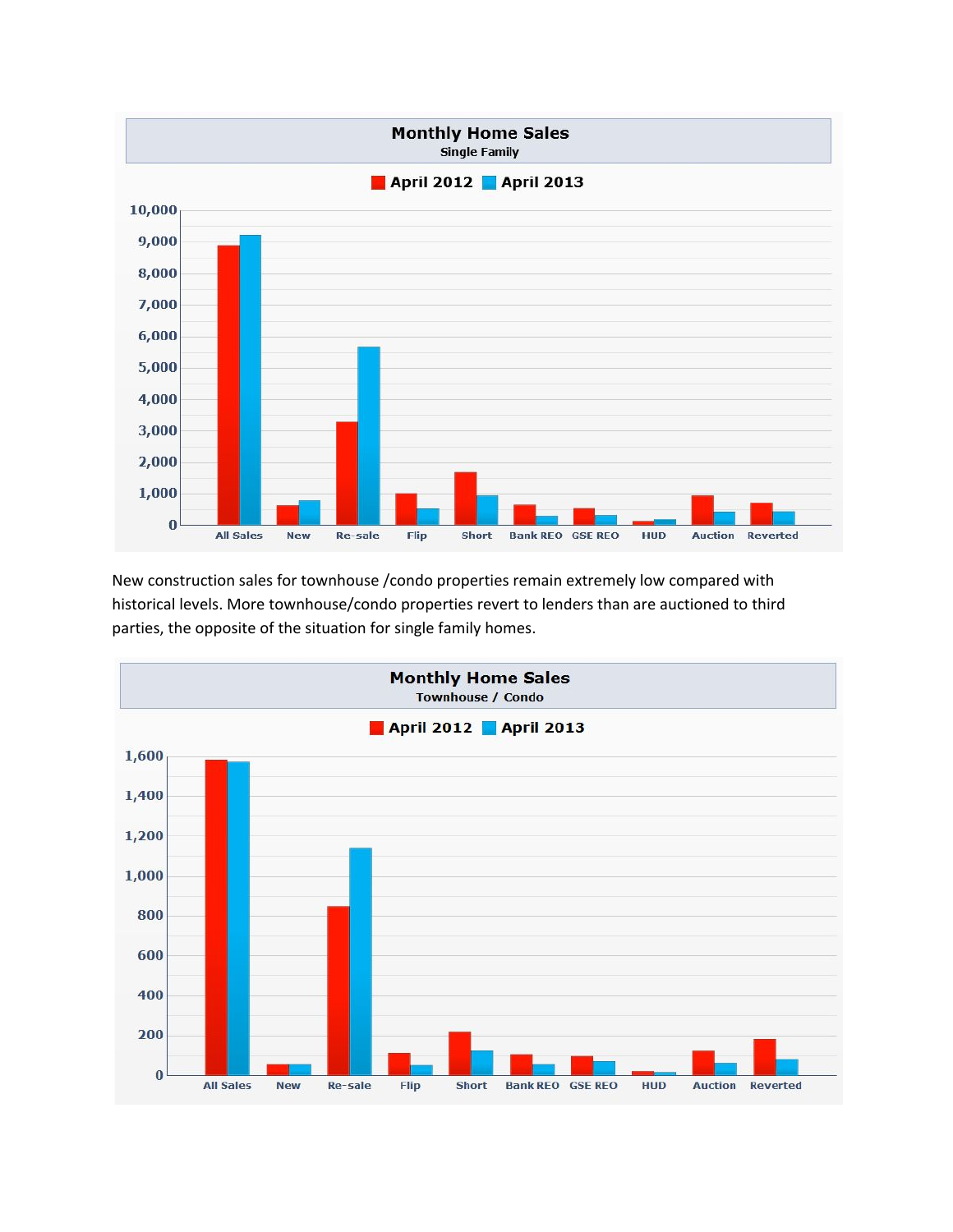**Monthly Home Sales**
Single Family

April 2012 | April 2013

New construction sales for townhouse /condo properties remain extremely low compared with historical levels. More townhouse/condo properties revert to lenders than are auctioned to third parties, the opposite of the situation for single family homes.

**Monthly Home Sales**
Townhouse / Condo

April 2012 | April 2013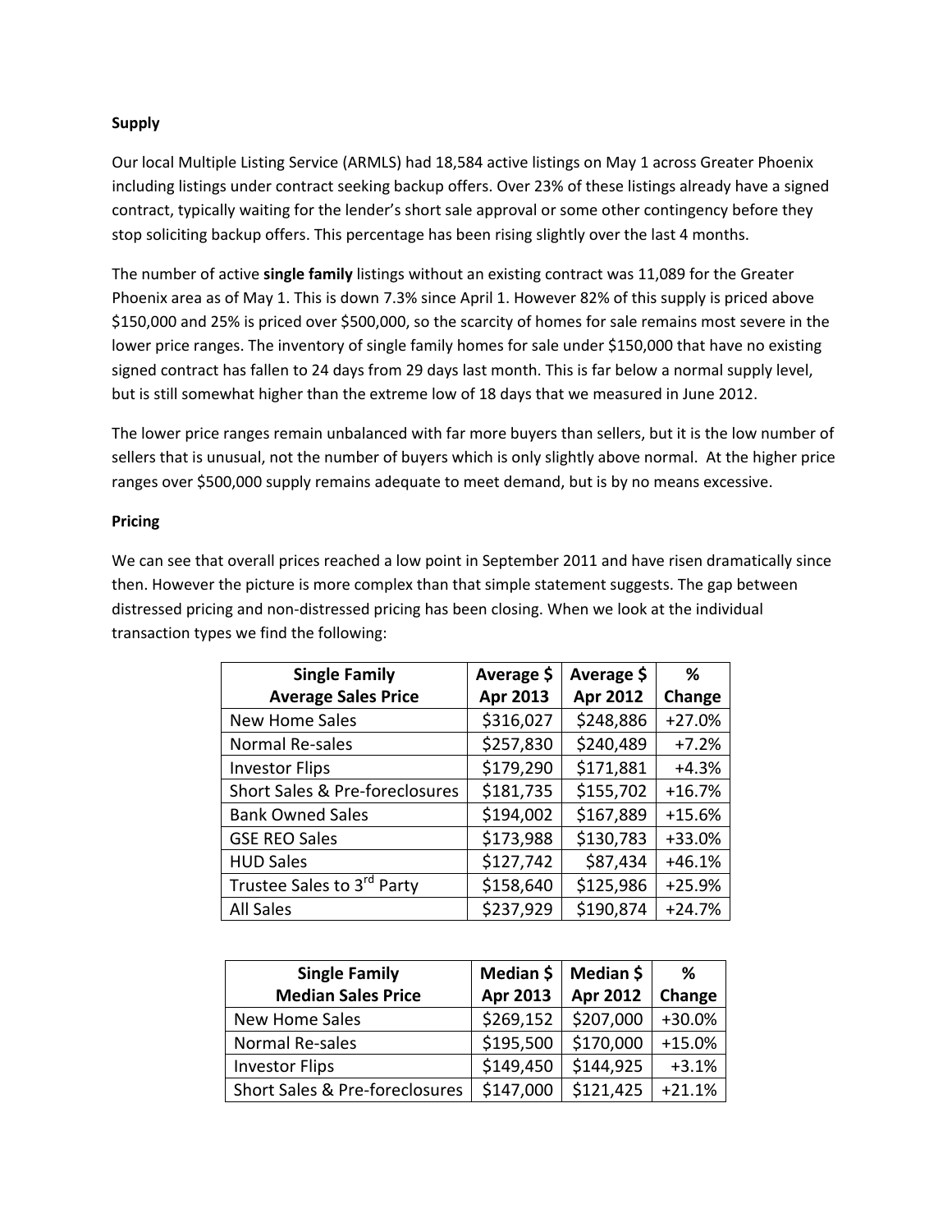**Supply**

Our local Multiple Listing Service (ARMLS) had 18,584 active listings on May 1 across Greater Phoenix including listings under contract seeking backup offers. Over 23% of these listings already have a signed contract, typically waiting for the lender's short sale approval or some other contingency before they stop soliciting backup offers. This percentage has been rising slightly over the last 4 months.

The number of active **single family** listings without an existing contract was 11,089 for the Greater Phoenix area as of May 1. This is down 7.3% since April 1. However 82% of this supply is priced above $150,000 and 25% is priced over $500,000, so the scarcity of homes for sale remains most severe in the lower price ranges. The inventory of single family homes for sale under $150,000 that have no existing signed contract has fallen to 24 days from 29 days last month. This is far below a normal supply level, but is still somewhat higher than the extreme low of 18 days that we measured in June 2012.

The lower price ranges remain unbalanced with far more buyers than sellers, but it is the low number of sellers that is unusual, not the number of buyers which is only slightly above normal. At the higher price ranges over $500,000 supply remains adequate to meet demand, but is by no means excessive.

**Pricing**

We can see that overall prices reached a low point in September 2011 and have risen dramatically since then. However the picture is more complex than that simple statement suggests. The gap between distressed pricing and non-distressed pricing has been closing. When we look at the individual transaction types we find the following:

| Single Family Average Sales Price | Average $ Apr 2013 | Average $ Apr 2012 | % Change |
|---|---|---|---|
| New Home Sales | $316,027 | $248,886 | +27.0% |
| Normal Re-sales | $257,830 | $240,489 | +7.2% |
| Investor Flips | $179,290 | $171,881 | +4.3% |
| Short Sales & Pre-foreclosures | $181,735 | $155,702 | +16.7% |
| Bank Owned Sales | $194,002 | $167,889 | +15.6% |
| GSE REO Sales | $173,988 | $130,783 | +33.0% |
| HUD Sales | $127,742 | $87,434 | +46.1% |
| Trustee Sales to 3rd Party | $158,640 | $125,986 | +25.9% |
| All Sales | $237,929 | $190,874 | +24.7% |

| Single Family Median Sales Price | Median $ Apr 2013 | Median $ Apr 2012 | % Change |
|---|---|---|---|
| New Home Sales | $269,152 | $207,000 | +30.0% |
| Normal Re-sales | $195,500 | $170,000 | +15.0% |
| Investor Flips | $149,450 | $144,925 | +3.1% |
| Short Sales & Pre-foreclosures | $147,000 | $121,425 | +21.1% |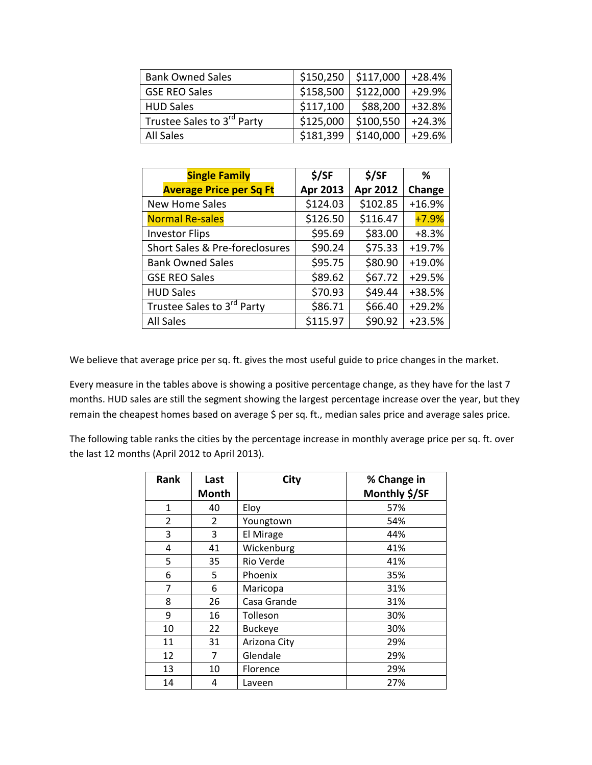| | | | |
|---|---|---|---|
| Bank Owned Sales | $150,250 | $117,000 | +28.4% |
| GSE REO Sales | $158,500 | $122,000 | +29.9% |
| HUD Sales | $117,100 | $88,200 | +32.8% |
| Trustee Sales to 3rd Party | $125,000 | $100,550 | +24.3% |
| All Sales | $181,399 | $140,000 | +29.6% |

| Single Family Average Price per Sq Ft | $/SF Apr 2013 | $/SF Apr 2012 | % Change |
|---|---|---|---|
| New Home Sales | $124.03 | $102.85 | +16.9% |
| Normal Re-sales | $126.50 | $116.47 | +7.9% |
| Investor Flips | $95.69 | $83.00 | +8.3% |
| Short Sales & Pre-foreclosures | $90.24 | $75.33 | +19.7% |
| Bank Owned Sales | $95.75 | $80.90 | +19.0% |
| GSE REO Sales | $89.62 | $67.72 | +29.5% |
| HUD Sales | $70.93 | $49.44 | +38.5% |
| Trustee Sales to 3rd Party | $86.71 | $66.40 | +29.2% |
| All Sales | $115.97 | $90.92 | +23.5% |

We believe that average price per sq. ft. gives the most useful guide to price changes in the market.

Every measure in the tables above is showing a positive percentage change, as they have for the last 7 months. HUD sales are still the segment showing the largest percentage increase over the year, but they remain the cheapest homes based on average $ per sq. ft., median sales price and average sales price.

The following table ranks the cities by the percentage increase in monthly average price per sq. ft. over the last 12 months (April 2012 to April 2013).

| Rank | Last Month | City | % Change in Monthly $/SF |
|---|---|---|---|
| 1 | 40 | Eloy | 57% |
| 2 | 2 | Youngtown | 54% |
| 3 | 3 | El Mirage | 44% |
| 4 | 41 | Wickenburg | 41% |
| 5 | 35 | Rio Verde | 41% |
| 6 | 5 | Phoenix | 35% |
| 7 | 6 | Maricopa | 31% |
| 8 | 26 | Casa Grande | 31% |
| 9 | 16 | Tolleson | 30% |
| 10 | 22 | Buckeye | 30% |
| 11 | 31 | Arizona City | 29% |
| 12 | 7 | Glendale | 29% |
| 13 | 10 | Florence | 29% |
| 14 | 4 | Laveen | 27% |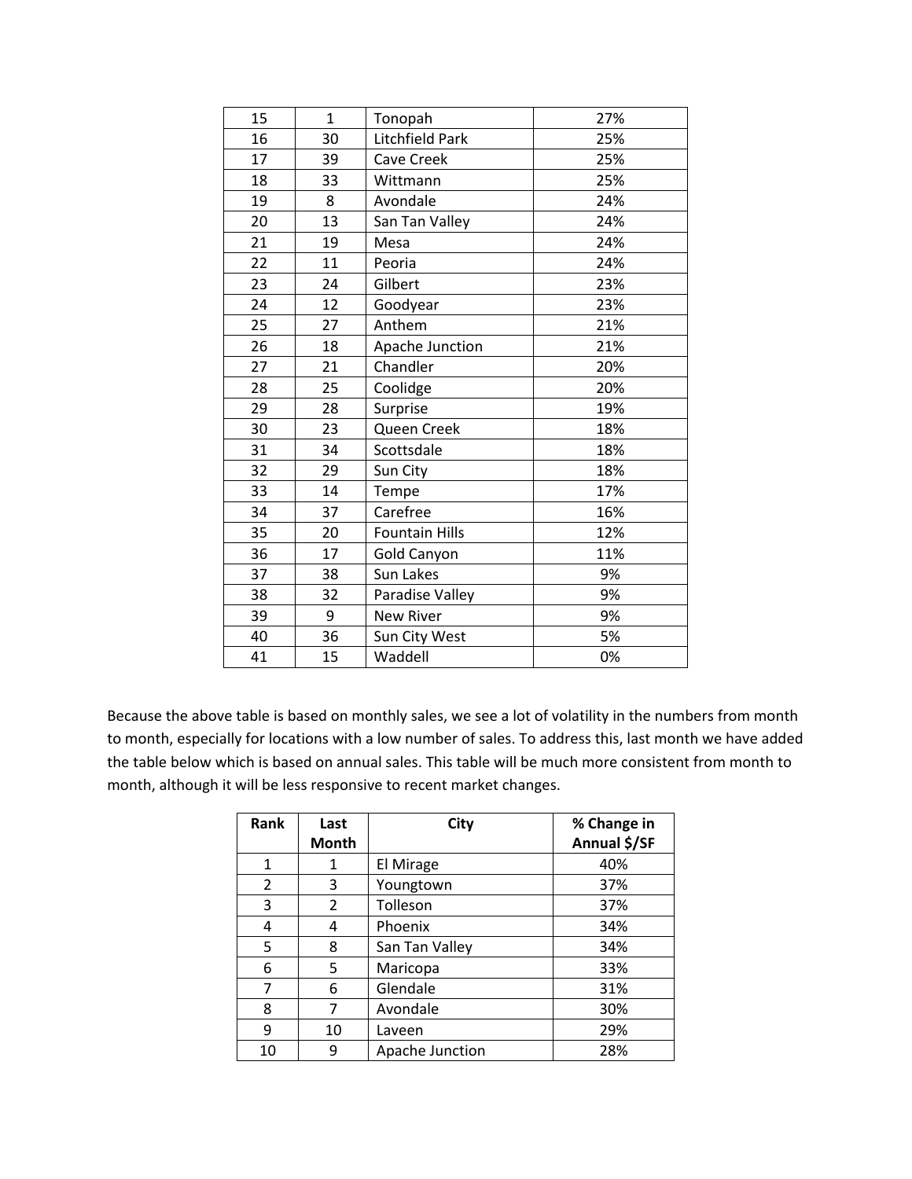| | | | |
|---|---|---|---|
| 15 | 1 | Tonopah | 27% |
| 16 | 30 | Litchfield Park | 25% |
| 17 | 39 | Cave Creek | 25% |
| 18 | 33 | Wittmann | 25% |
| 19 | 8 | Avondale | 24% |
| 20 | 13 | San Tan Valley | 24% |
| 21 | 19 | Mesa | 24% |
| 22 | 11 | Peoria | 24% |
| 23 | 24 | Gilbert | 23% |
| 24 | 12 | Goodyear | 23% |
| 25 | 27 | Anthem | 21% |
| 26 | 18 | Apache Junction | 21% |
| 27 | 21 | Chandler | 20% |
| 28 | 25 | Coolidge | 20% |
| 29 | 28 | Surprise | 19% |
| 30 | 23 | Queen Creek | 18% |
| 31 | 34 | Scottsdale | 18% |
| 32 | 29 | Sun City | 18% |
| 33 | 14 | Tempe | 17% |
| 34 | 37 | Carefree | 16% |
| 35 | 20 | Fountain Hills | 12% |
| 36 | 17 | Gold Canyon | 11% |
| 37 | 38 | Sun Lakes | 9% |
| 38 | 32 | Paradise Valley | 9% |
| 39 | 9 | New River | 9% |
| 40 | 36 | Sun City West | 5% |
| 41 | 15 | Waddell | 0% |

Because the above table is based on monthly sales, we see a lot of volatility in the numbers from month to month, especially for locations with a low number of sales. To address this, last month we have added the table below which is based on annual sales. This table will be much more consistent from month to month, although it will be less responsive to recent market changes.

| Rank | Last Month | City | % Change in Annual $/SF |
|---|---|---|---|
| 1 | 1 | El Mirage | 40% |
| 2 | 3 | Youngtown | 37% |
| 3 | 2 | Tolleson | 37% |
| 4 | 4 | Phoenix | 34% |
| 5 | 8 | San Tan Valley | 34% |
| 6 | 5 | Maricopa | 33% |
| 7 | 6 | Glendale | 31% |
| 8 | 7 | Avondale | 30% |
| 9 | 10 | Laveen | 29% |
| 10 | 9 | Apache Junction | 28% |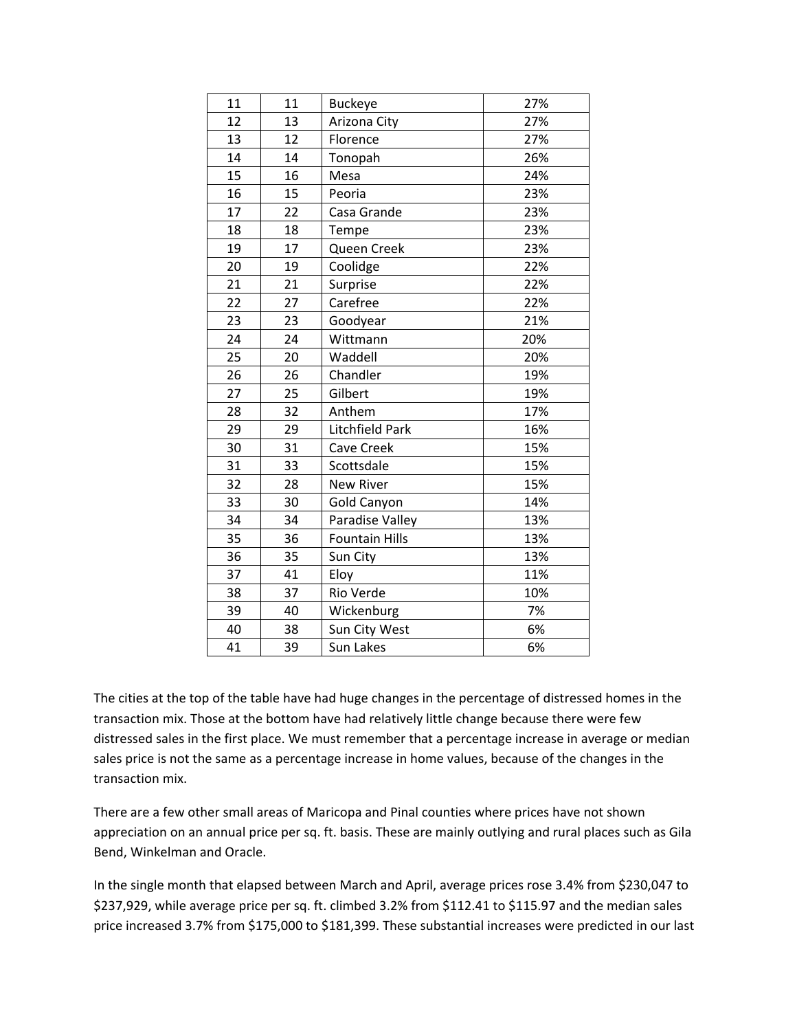| 11 | 11 | Buckeye | 27% |
|---|---|---|---|
| 12 | 13 | Arizona City | 27% |
| 13 | 12 | Florence | 27% |
| 14 | 14 | Tonopah | 26% |
| 15 | 16 | Mesa | 24% |
| 16 | 15 | Peoria | 23% |
| 17 | 22 | Casa Grande | 23% |
| 18 | 18 | Tempe | 23% |
| 19 | 17 | Queen Creek | 23% |
| 20 | 19 | Coolidge | 22% |
| 21 | 21 | Surprise | 22% |
| 22 | 27 | Carefree | 22% |
| 23 | 23 | Goodyear | 21% |
| 24 | 24 | Wittmann | 20% |
| 25 | 20 | Waddell | 20% |
| 26 | 26 | Chandler | 19% |
| 27 | 25 | Gilbert | 19% |
| 28 | 32 | Anthem | 17% |
| 29 | 29 | Litchfield Park | 16% |
| 30 | 31 | Cave Creek | 15% |
| 31 | 33 | Scottsdale | 15% |
| 32 | 28 | New River | 15% |
| 33 | 30 | Gold Canyon | 14% |
| 34 | 34 | Paradise Valley | 13% |
| 35 | 36 | Fountain Hills | 13% |
| 36 | 35 | Sun City | 13% |
| 37 | 41 | Eloy | 11% |
| 38 | 37 | Rio Verde | 10% |
| 39 | 40 | Wickenburg | 7% |
| 40 | 38 | Sun City West | 6% |
| 41 | 39 | Sun Lakes | 6% |

The cities at the top of the table have had huge changes in the percentage of distressed homes in the transaction mix. Those at the bottom have had relatively little change because there were few distressed sales in the first place. We must remember that a percentage increase in average or median sales price is not the same as a percentage increase in home values, because of the changes in the transaction mix.

There are a few other small areas of Maricopa and Pinal counties where prices have not shown appreciation on an annual price per sq. ft. basis. These are mainly outlying and rural places such as Gila Bend, Winkelman and Oracle.

In the single month that elapsed between March and April, average prices rose 3.4% from $230,047 to $237,929, while average price per sq. ft. climbed 3.2% from $112.41 to $115.97 and the median sales price increased 3.7% from $175,000 to $181,399. These substantial increases were predicted in our last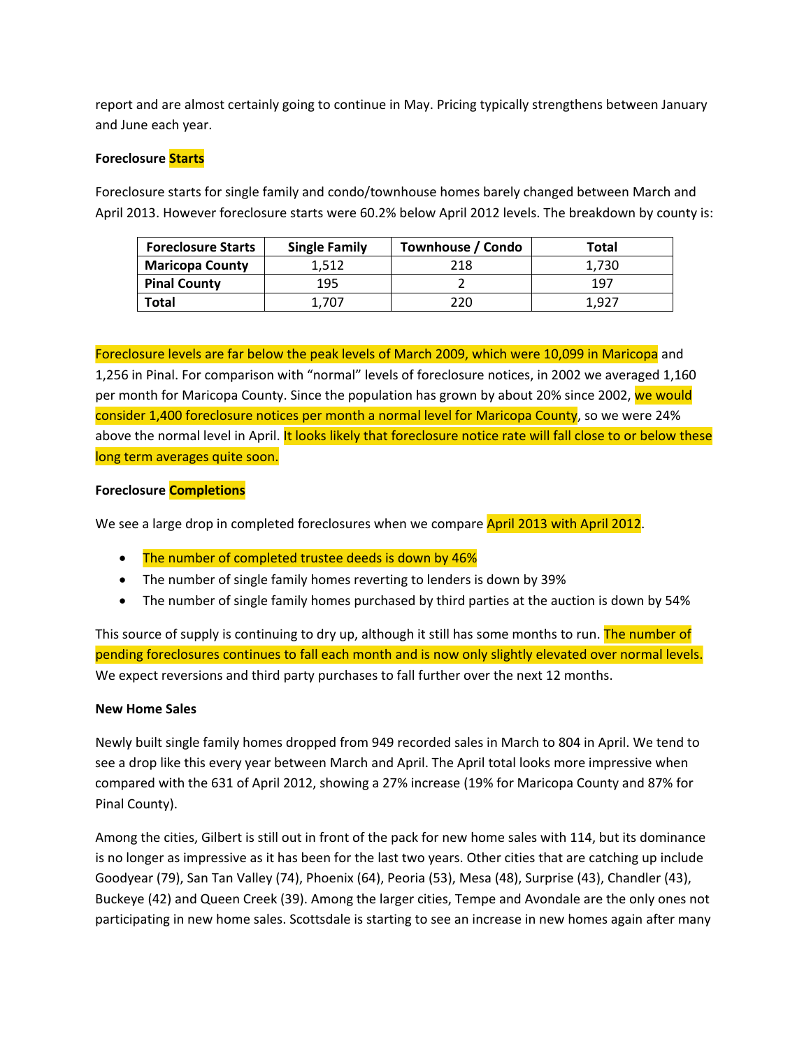report and are almost certainly going to continue in May. Pricing typically strengthens between January and June each year.

**Foreclosure Starts**

Foreclosure starts for single family and condo/townhouse homes barely changed between March and April 2013. However foreclosure starts were 60.2% below April 2012 levels. The breakdown by county is:

| Foreclosure Starts | Single Family | Townhouse / Condo | Total |
|---|---|---|---|
| **Maricopa County** | 1,512 | 218 | 1,730 |
| **Pinal County** | 195 | 2 | 197 |
| **Total** | 1,707 | 220 | 1,927 |

Foreclosure levels are far below the peak levels of March 2009, which were 10,099 in Maricopa and 1,256 in Pinal. For comparison with "normal" levels of foreclosure notices, in 2002 we averaged 1,160 per month for Maricopa County. Since the population has grown by about 20% since 2002, we would consider 1,400 foreclosure notices per month a normal level for Maricopa County, so we were 24% above the normal level in April. It looks likely that foreclosure notice rate will fall close to or below these long term averages quite soon.

**Foreclosure Completions**

We see a large drop in completed foreclosures when we compare April 2013 with April 2012.

- The number of completed trustee deeds is down by 46%
- The number of single family homes reverting to lenders is down by 39%
- The number of single family homes purchased by third parties at the auction is down by 54%

This source of supply is continuing to dry up, although it still has some months to run. The number of pending foreclosures continues to fall each month and is now only slightly elevated over normal levels. We expect reversions and third party purchases to fall further over the next 12 months.

**New Home Sales**

Newly built single family homes dropped from 949 recorded sales in March to 804 in April. We tend to see a drop like this every year between March and April. The April total looks more impressive when compared with the 631 of April 2012, showing a 27% increase (19% for Maricopa County and 87% for Pinal County).

Among the cities, Gilbert is still out in front of the pack for new home sales with 114, but its dominance is no longer as impressive as it has been for the last two years. Other cities that are catching up include Goodyear (79), San Tan Valley (74), Phoenix (64), Peoria (53), Mesa (48), Surprise (43), Chandler (43), Buckeye (42) and Queen Creek (39). Among the larger cities, Tempe and Avondale are the only ones not participating in new home sales. Scottsdale is starting to see an increase in new homes again after many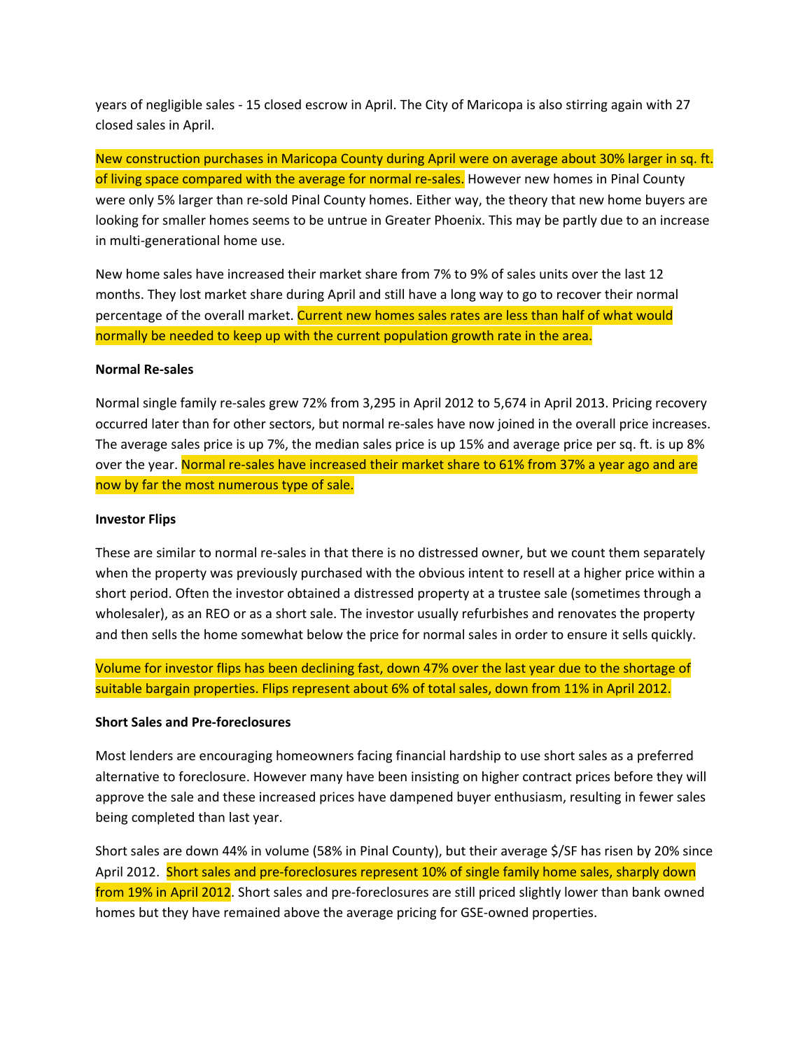years of negligible sales - 15 closed escrow in April. The City of Maricopa is also stirring again with 27 closed sales in April.

New construction purchases in Maricopa County during April were on average about 30% larger in sq. ft. of living space compared with the average for normal re-sales. However new homes in Pinal County were only 5% larger than re-sold Pinal County homes. Either way, the theory that new home buyers are looking for smaller homes seems to be untrue in Greater Phoenix. This may be partly due to an increase in multi-generational home use.

New home sales have increased their market share from 7% to 9% of sales units over the last 12 months. They lost market share during April and still have a long way to go to recover their normal percentage of the overall market. Current new homes sales rates are less than half of what would normally be needed to keep up with the current population growth rate in the area.

**Normal Re-sales**

Normal single family re-sales grew 72% from 3,295 in April 2012 to 5,674 in April 2013. Pricing recovery occurred later than for other sectors, but normal re-sales have now joined in the overall price increases. The average sales price is up 7%, the median sales price is up 15% and average price per sq. ft. is up 8% over the year. Normal re-sales have increased their market share to 61% from 37% a year ago and are now by far the most numerous type of sale.

**Investor Flips**

These are similar to normal re-sales in that there is no distressed owner, but we count them separately when the property was previously purchased with the obvious intent to resell at a higher price within a short period. Often the investor obtained a distressed property at a trustee sale (sometimes through a wholesaler), as an REO or as a short sale. The investor usually refurbishes and renovates the property and then sells the home somewhat below the price for normal sales in order to ensure it sells quickly.

Volume for investor flips has been declining fast, down 47% over the last year due to the shortage of suitable bargain properties. Flips represent about 6% of total sales, down from 11% in April 2012.

**Short Sales and Pre-foreclosures**

Most lenders are encouraging homeowners facing financial hardship to use short sales as a preferred alternative to foreclosure. However many have been insisting on higher contract prices before they will approve the sale and these increased prices have dampened buyer enthusiasm, resulting in fewer sales being completed than last year.

Short sales are down 44% in volume (58% in Pinal County), but their average $/SF has risen by 20% since April 2012. Short sales and pre-foreclosures represent 10% of single family home sales, sharply down from 19% in April 2012. Short sales and pre-foreclosures are still priced slightly lower than bank owned homes but they have remained above the average pricing for GSE-owned properties.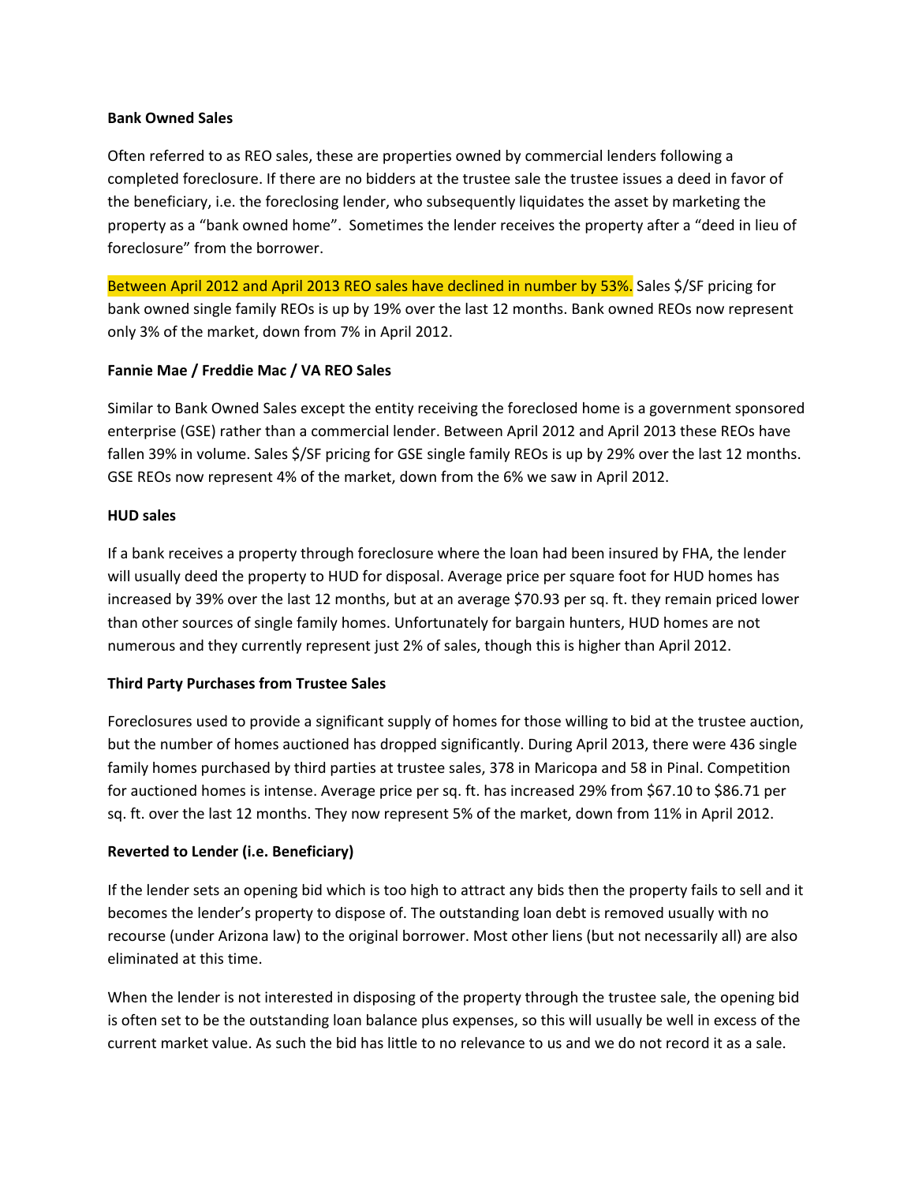**Bank Owned Sales**

Often referred to as REO sales, these are properties owned by commercial lenders following a completed foreclosure. If there are no bidders at the trustee sale the trustee issues a deed in favor of the beneficiary, i.e. the foreclosing lender, who subsequently liquidates the asset by marketing the property as a "bank owned home". Sometimes the lender receives the property after a "deed in lieu of foreclosure" from the borrower.

Between April 2012 and April 2013 REO sales have declined in number by 53%. Sales $/SF pricing for bank owned single family REOs is up by 19% over the last 12 months. Bank owned REOs now represent only 3% of the market, down from 7% in April 2012.

**Fannie Mae / Freddie Mac / VA REO Sales**

Similar to Bank Owned Sales except the entity receiving the foreclosed home is a government sponsored enterprise (GSE) rather than a commercial lender. Between April 2012 and April 2013 these REOs have fallen 39% in volume. Sales $/SF pricing for GSE single family REOs is up by 29% over the last 12 months. GSE REOs now represent 4% of the market, down from the 6% we saw in April 2012.

**HUD sales**

If a bank receives a property through foreclosure where the loan had been insured by FHA, the lender will usually deed the property to HUD for disposal. Average price per square foot for HUD homes has increased by 39% over the last 12 months, but at an average $70.93 per sq. ft. they remain priced lower than other sources of single family homes. Unfortunately for bargain hunters, HUD homes are not numerous and they currently represent just 2% of sales, though this is higher than April 2012.

**Third Party Purchases from Trustee Sales**

Foreclosures used to provide a significant supply of homes for those willing to bid at the trustee auction, but the number of homes auctioned has dropped significantly. During April 2013, there were 436 single family homes purchased by third parties at trustee sales, 378 in Maricopa and 58 in Pinal. Competition for auctioned homes is intense. Average price per sq. ft. has increased 29% from $67.10 to $86.71 per sq. ft. over the last 12 months. They now represent 5% of the market, down from 11% in April 2012.

**Reverted to Lender (i.e. Beneficiary)**

If the lender sets an opening bid which is too high to attract any bids then the property fails to sell and it becomes the lender's property to dispose of. The outstanding loan debt is removed usually with no recourse (under Arizona law) to the original borrower. Most other liens (but not necessarily all) are also eliminated at this time.

When the lender is not interested in disposing of the property through the trustee sale, the opening bid is often set to be the outstanding loan balance plus expenses, so this will usually be well in excess of the current market value. As such the bid has little to no relevance to us and we do not record it as a sale.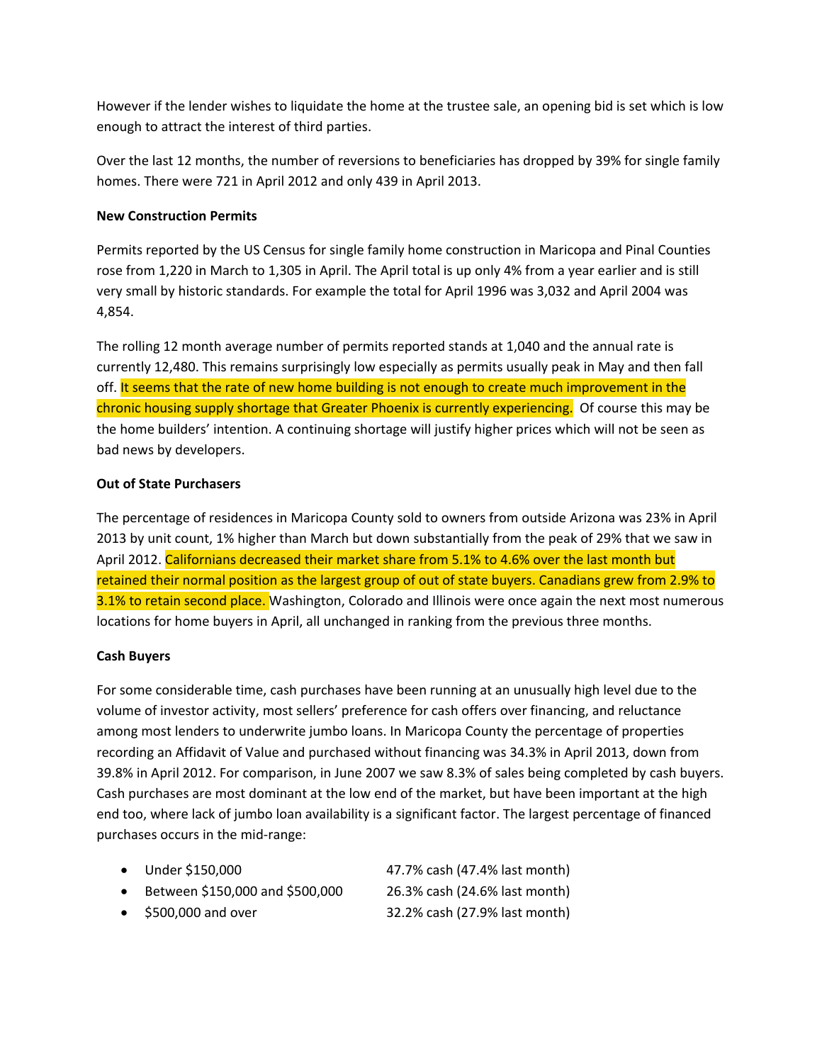However if the lender wishes to liquidate the home at the trustee sale, an opening bid is set which is low enough to attract the interest of third parties.

Over the last 12 months, the number of reversions to beneficiaries has dropped by 39% for single family homes. There were 721 in April 2012 and only 439 in April 2013.

**New Construction Permits**

Permits reported by the US Census for single family home construction in Maricopa and Pinal Counties rose from 1,220 in March to 1,305 in April. The April total is up only 4% from a year earlier and is still very small by historic standards. For example the total for April 1996 was 3,032 and April 2004 was 4,854.

The rolling 12 month average number of permits reported stands at 1,040 and the annual rate is currently 12,480. This remains surprisingly low especially as permits usually peak in May and then fall off. It seems that the rate of new home building is not enough to create much improvement in the chronic housing supply shortage that Greater Phoenix is currently experiencing. Of course this may be the home builders' intention. A continuing shortage will justify higher prices which will not be seen as bad news by developers.

**Out of State Purchasers**

The percentage of residences in Maricopa County sold to owners from outside Arizona was 23% in April 2013 by unit count, 1% higher than March but down substantially from the peak of 29% that we saw in April 2012. Californians decreased their market share from 5.1% to 4.6% over the last month but retained their normal position as the largest group of out of state buyers. Canadians grew from 2.9% to 3.1% to retain second place. Washington, Colorado and Illinois were once again the next most numerous locations for home buyers in April, all unchanged in ranking from the previous three months.

**Cash Buyers**

For some considerable time, cash purchases have been running at an unusually high level due to the volume of investor activity, most sellers' preference for cash offers over financing, and reluctance among most lenders to underwrite jumbo loans. In Maricopa County the percentage of properties recording an Affidavit of Value and purchased without financing was 34.3% in April 2013, down from 39.8% in April 2012. For comparison, in June 2007 we saw 8.3% of sales being completed by cash buyers. Cash purchases are most dominant at the low end of the market, but have been important at the high end too, where lack of jumbo loan availability is a significant factor. The largest percentage of financed purchases occurs in the mid-range:

- Under $150,000 — 47.7% cash (47.4% last month)
- Between $150,000 and $500,000 — 26.3% cash (24.6% last month)
- $500,000 and over — 32.2% cash (27.9% last month)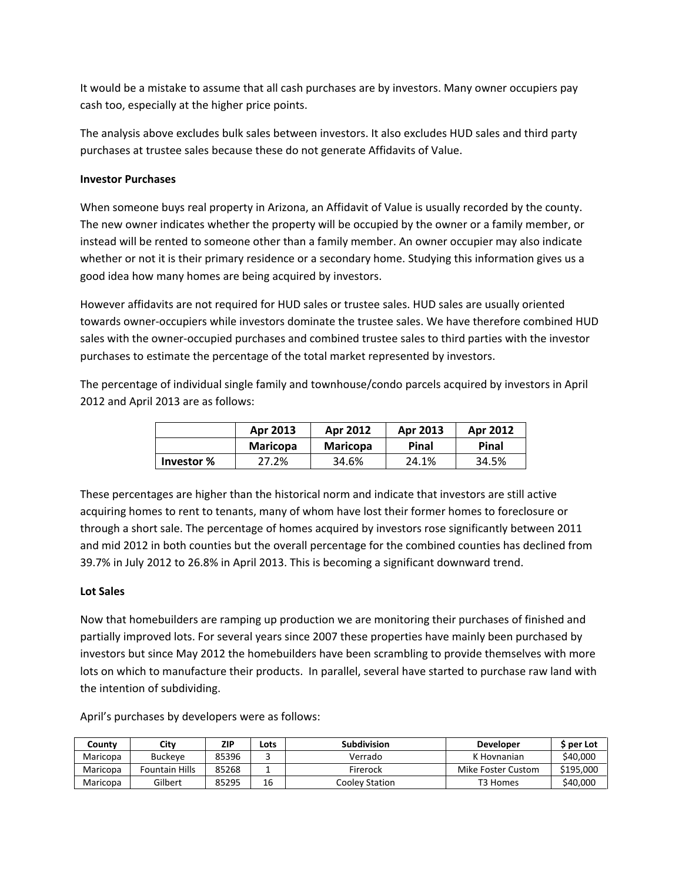It would be a mistake to assume that all cash purchases are by investors. Many owner occupiers pay cash too, especially at the higher price points.

The analysis above excludes bulk sales between investors. It also excludes HUD sales and third party purchases at trustee sales because these do not generate Affidavits of Value.

**Investor Purchases**

When someone buys real property in Arizona, an Affidavit of Value is usually recorded by the county. The new owner indicates whether the property will be occupied by the owner or a family member, or instead will be rented to someone other than a family member. An owner occupier may also indicate whether or not it is their primary residence or a secondary home. Studying this information gives us a good idea how many homes are being acquired by investors.

However affidavits are not required for HUD sales or trustee sales. HUD sales are usually oriented towards owner-occupiers while investors dominate the trustee sales. We have therefore combined HUD sales with the owner-occupied purchases and combined trustee sales to third parties with the investor purchases to estimate the percentage of the total market represented by investors.

The percentage of individual single family and townhouse/condo parcels acquired by investors in April 2012 and April 2013 are as follows:

| | Apr 2013 Maricopa | Apr 2012 Maricopa | Apr 2013 Pinal | Apr 2012 Pinal |
|---|---|---|---|---|
| **Investor %** | 27.2% | 34.6% | 24.1% | 34.5% |

These percentages are higher than the historical norm and indicate that investors are still active acquiring homes to rent to tenants, many of whom have lost their former homes to foreclosure or through a short sale. The percentage of homes acquired by investors rose significantly between 2011 and mid 2012 in both counties but the overall percentage for the combined counties has declined from 39.7% in July 2012 to 26.8% in April 2013. This is becoming a significant downward trend.

**Lot Sales**

Now that homebuilders are ramping up production we are monitoring their purchases of finished and partially improved lots. For several years since 2007 these properties have mainly been purchased by investors but since May 2012 the homebuilders have been scrambling to provide themselves with more lots on which to manufacture their products. In parallel, several have started to purchase raw land with the intention of subdividing.

April's purchases by developers were as follows:

| County | City | ZIP | Lots | Subdivision | Developer | $ per Lot |
|---|---|---|---|---|---|---|
| Maricopa | Buckeye | 85396 | 3 | Verrado | K Hovnanian | $40,000 |
| Maricopa | Fountain Hills | 85268 | 1 | Firerock | Mike Foster Custom | $195,000 |
| Maricopa | Gilbert | 85295 | 16 | Cooley Station | T3 Homes | $40,000 |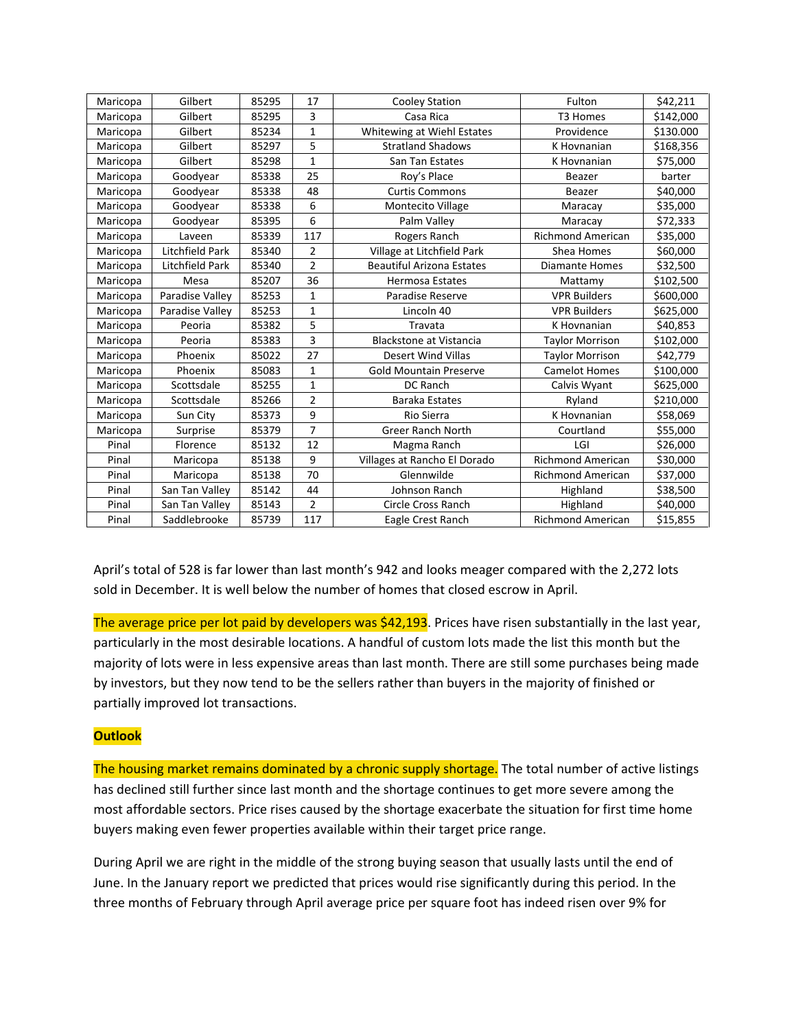| Maricopa | Gilbert | 85295 | 17 | Cooley Station | Fulton | $42,211 |
|---|---|---|---|---|---|---|
| Maricopa | Gilbert | 85295 | 3 | Casa Rica | T3 Homes | $142,000 |
| Maricopa | Gilbert | 85234 | 1 | Whitewing at Wiehl Estates | Providence | $130.000 |
| Maricopa | Gilbert | 85297 | 5 | Stratland Shadows | K Hovnanian | $168,356 |
| Maricopa | Gilbert | 85298 | 1 | San Tan Estates | K Hovnanian | $75,000 |
| Maricopa | Goodyear | 85338 | 25 | Roy's Place | Beazer | barter |
| Maricopa | Goodyear | 85338 | 48 | Curtis Commons | Beazer | $40,000 |
| Maricopa | Goodyear | 85338 | 6 | Montecito Village | Maracay | $35,000 |
| Maricopa | Goodyear | 85395 | 6 | Palm Valley | Maracay | $72,333 |
| Maricopa | Laveen | 85339 | 117 | Rogers Ranch | Richmond American | $35,000 |
| Maricopa | Litchfield Park | 85340 | 2 | Village at Litchfield Park | Shea Homes | $60,000 |
| Maricopa | Litchfield Park | 85340 | 2 | Beautiful Arizona Estates | Diamante Homes | $32,500 |
| Maricopa | Mesa | 85207 | 36 | Hermosa Estates | Mattamy | $102,500 |
| Maricopa | Paradise Valley | 85253 | 1 | Paradise Reserve | VPR Builders | $600,000 |
| Maricopa | Paradise Valley | 85253 | 1 | Lincoln 40 | VPR Builders | $625,000 |
| Maricopa | Peoria | 85382 | 5 | Travata | K Hovnanian | $40,853 |
| Maricopa | Peoria | 85383 | 3 | Blackstone at Vistancia | Taylor Morrison | $102,000 |
| Maricopa | Phoenix | 85022 | 27 | Desert Wind Villas | Taylor Morrison | $42,779 |
| Maricopa | Phoenix | 85083 | 1 | Gold Mountain Preserve | Camelot Homes | $100,000 |
| Maricopa | Scottsdale | 85255 | 1 | DC Ranch | Calvis Wyant | $625,000 |
| Maricopa | Scottsdale | 85266 | 2 | Baraka Estates | Ryland | $210,000 |
| Maricopa | Sun City | 85373 | 9 | Rio Sierra | K Hovnanian | $58,069 |
| Maricopa | Surprise | 85379 | 7 | Greer Ranch North | Courtland | $55,000 |
| Pinal | Florence | 85132 | 12 | Magma Ranch | LGI | $26,000 |
| Pinal | Maricopa | 85138 | 9 | Villages at Rancho El Dorado | Richmond American | $30,000 |
| Pinal | Maricopa | 85138 | 70 | Glennwilde | Richmond American | $37,000 |
| Pinal | San Tan Valley | 85142 | 44 | Johnson Ranch | Highland | $38,500 |
| Pinal | San Tan Valley | 85143 | 2 | Circle Cross Ranch | Highland | $40,000 |
| Pinal | Saddlebrooke | 85739 | 117 | Eagle Crest Ranch | Richmond American | $15,855 |

April's total of 528 is far lower than last month's 942 and looks meager compared with the 2,272 lots sold in December. It is well below the number of homes that closed escrow in April.

The average price per lot paid by developers was $42,193. Prices have risen substantially in the last year, particularly in the most desirable locations. A handful of custom lots made the list this month but the majority of lots were in less expensive areas than last month. There are still some purchases being made by investors, but they now tend to be the sellers rather than buyers in the majority of finished or partially improved lot transactions.

**Outlook**

The housing market remains dominated by a chronic supply shortage. The total number of active listings has declined still further since last month and the shortage continues to get more severe among the most affordable sectors. Price rises caused by the shortage exacerbate the situation for first time home buyers making even fewer properties available within their target price range.

During April we are right in the middle of the strong buying season that usually lasts until the end of June. In the January report we predicted that prices would rise significantly during this period. In the three months of February through April average price per square foot has indeed risen over 9% for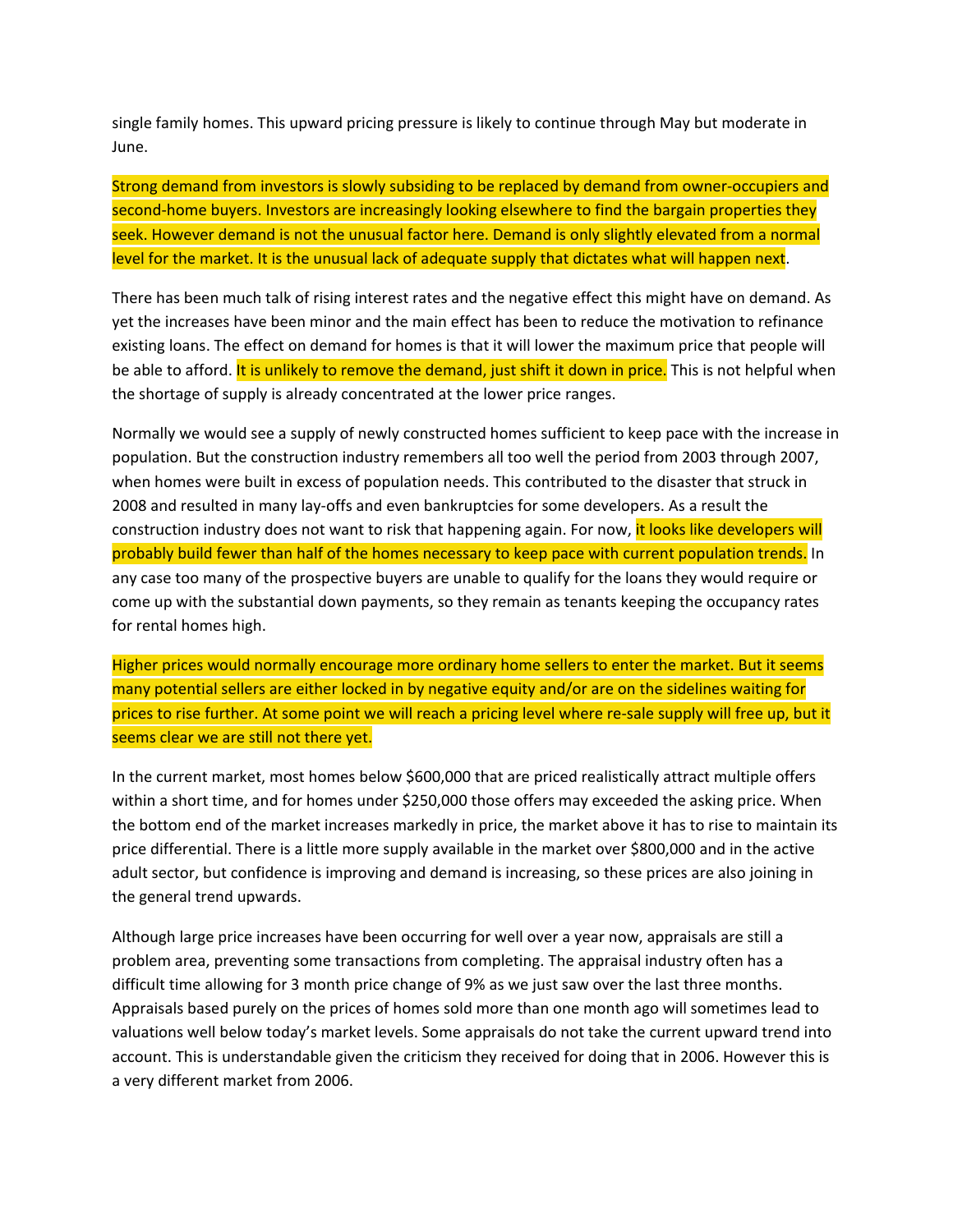single family homes. This upward pricing pressure is likely to continue through May but moderate in June.

Strong demand from investors is slowly subsiding to be replaced by demand from owner-occupiers and second-home buyers. Investors are increasingly looking elsewhere to find the bargain properties they seek. However demand is not the unusual factor here. Demand is only slightly elevated from a normal level for the market. It is the unusual lack of adequate supply that dictates what will happen next.

There has been much talk of rising interest rates and the negative effect this might have on demand. As yet the increases have been minor and the main effect has been to reduce the motivation to refinance existing loans. The effect on demand for homes is that it will lower the maximum price that people will be able to afford. It is unlikely to remove the demand, just shift it down in price. This is not helpful when the shortage of supply is already concentrated at the lower price ranges.

Normally we would see a supply of newly constructed homes sufficient to keep pace with the increase in population. But the construction industry remembers all too well the period from 2003 through 2007, when homes were built in excess of population needs. This contributed to the disaster that struck in 2008 and resulted in many lay-offs and even bankruptcies for some developers. As a result the construction industry does not want to risk that happening again. For now, it looks like developers will probably build fewer than half of the homes necessary to keep pace with current population trends. In any case too many of the prospective buyers are unable to qualify for the loans they would require or come up with the substantial down payments, so they remain as tenants keeping the occupancy rates for rental homes high.

Higher prices would normally encourage more ordinary home sellers to enter the market. But it seems many potential sellers are either locked in by negative equity and/or are on the sidelines waiting for prices to rise further. At some point we will reach a pricing level where re-sale supply will free up, but it seems clear we are still not there yet.

In the current market, most homes below $600,000 that are priced realistically attract multiple offers within a short time, and for homes under $250,000 those offers may exceeded the asking price. When the bottom end of the market increases markedly in price, the market above it has to rise to maintain its price differential. There is a little more supply available in the market over $800,000 and in the active adult sector, but confidence is improving and demand is increasing, so these prices are also joining in the general trend upwards.

Although large price increases have been occurring for well over a year now, appraisals are still a problem area, preventing some transactions from completing. The appraisal industry often has a difficult time allowing for 3 month price change of 9% as we just saw over the last three months. Appraisals based purely on the prices of homes sold more than one month ago will sometimes lead to valuations well below today's market levels. Some appraisals do not take the current upward trend into account. This is understandable given the criticism they received for doing that in 2006. However this is a very different market from 2006.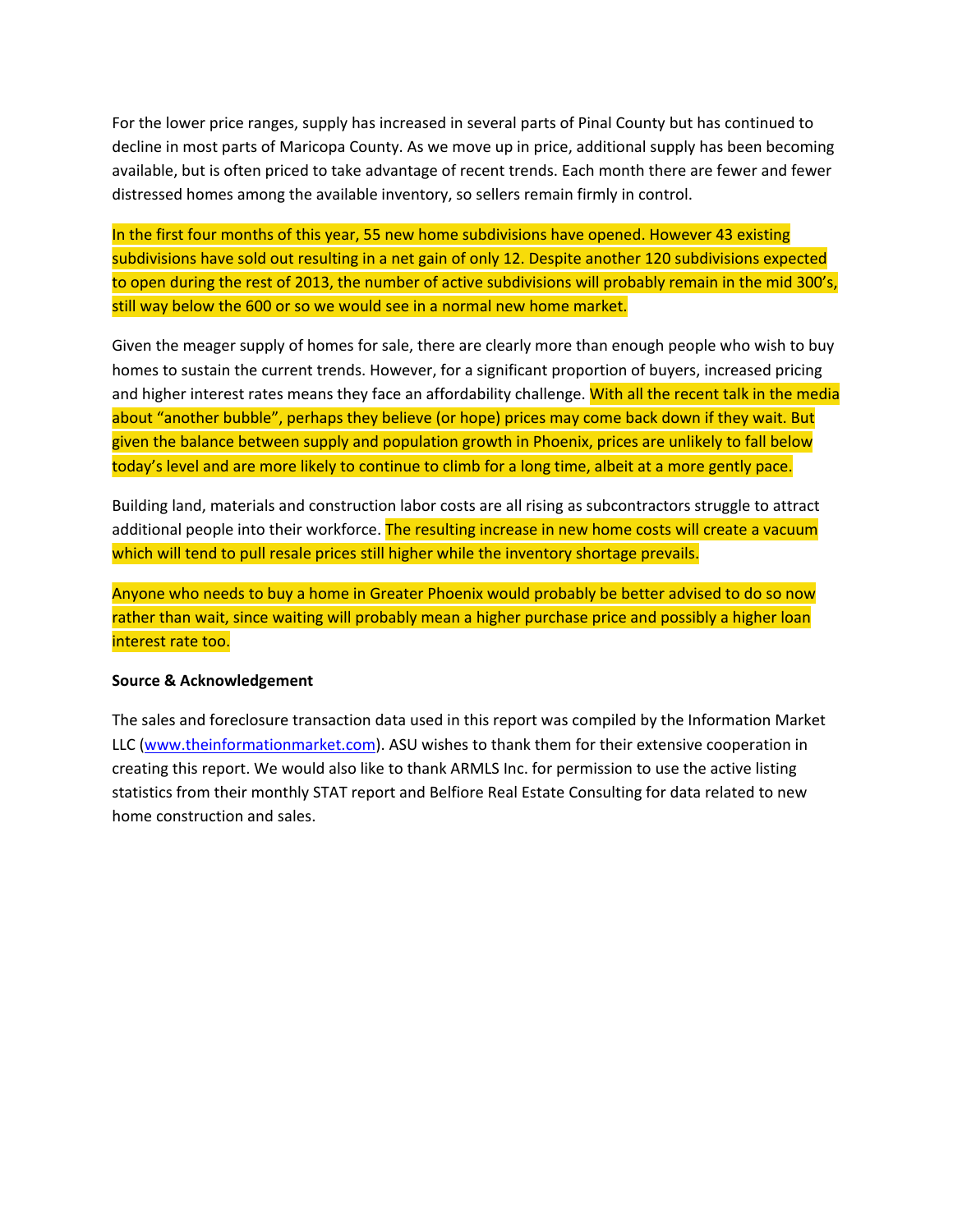For the lower price ranges, supply has increased in several parts of Pinal County but has continued to decline in most parts of Maricopa County. As we move up in price, additional supply has been becoming available, but is often priced to take advantage of recent trends. Each month there are fewer and fewer distressed homes among the available inventory, so sellers remain firmly in control.

In the first four months of this year, 55 new home subdivisions have opened. However 43 existing subdivisions have sold out resulting in a net gain of only 12. Despite another 120 subdivisions expected to open during the rest of 2013, the number of active subdivisions will probably remain in the mid 300's, still way below the 600 or so we would see in a normal new home market.

Given the meager supply of homes for sale, there are clearly more than enough people who wish to buy homes to sustain the current trends. However, for a significant proportion of buyers, increased pricing and higher interest rates means they face an affordability challenge. With all the recent talk in the media about "another bubble", perhaps they believe (or hope) prices may come back down if they wait. But given the balance between supply and population growth in Phoenix, prices are unlikely to fall below today's level and are more likely to continue to climb for a long time, albeit at a more gently pace.

Building land, materials and construction labor costs are all rising as subcontractors struggle to attract additional people into their workforce. The resulting increase in new home costs will create a vacuum which will tend to pull resale prices still higher while the inventory shortage prevails.

Anyone who needs to buy a home in Greater Phoenix would probably be better advised to do so now rather than wait, since waiting will probably mean a higher purchase price and possibly a higher loan interest rate too.

**Source & Acknowledgement**

The sales and foreclosure transaction data used in this report was compiled by the Information Market LLC (www.theinformationmarket.com). ASU wishes to thank them for their extensive cooperation in creating this report. We would also like to thank ARMLS Inc. for permission to use the active listing statistics from their monthly STAT report and Belfiore Real Estate Consulting for data related to new home construction and sales.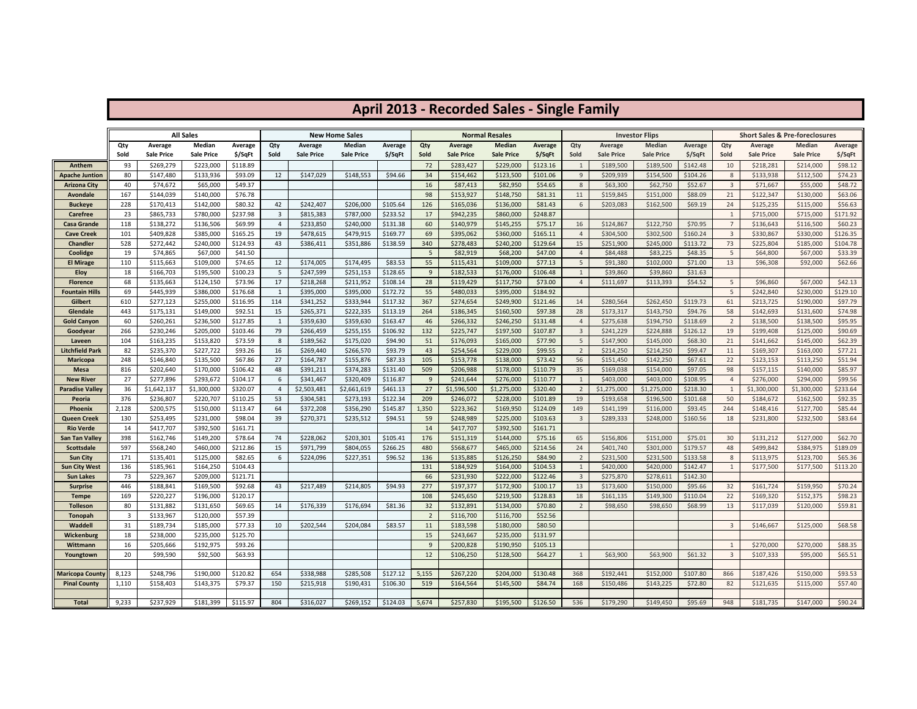# April 2013 - Recorded Sales - Single Family

| | All Sales | | | | New Home Sales | | | | Normal Resales | | | | Investor Flips | | | | Short Sales & Pre-foreclosures | | | |
|---|---|---|---|---|---|---|---|---|---|---|---|---|---|---|---|---|---|---|---|---|
| | Qty Sold | Average Sale Price | Median Sale Price | Average $/SqFt | Qty Sold | Average Sale Price | Median Sale Price | Average $/SqFt | Qty Sold | Average Sale Price | Median Sale Price | Average $/SqFt | Qty Sold | Average Sale Price | Median Sale Price | Average $/SqFt | Qty Sold | Average Sale Price | Median Sale Price | Average $/SqFt |
| **Anthem** | 93 | $269,279 | $223,000 | $118.89 | | | | | 72 | $283,427 | $229,000 | $123.16 | 1 | $189,500 | $189,500 | $142.48 | 10 | $218,281 | $214,000 | $98.12 |
| **Apache Juntion** | 80 | $147,480 | $133,936 | $93.09 | 12 | $147,029 | $148,553 | $94.66 | 34 | $154,462 | $123,500 | $101.06 | 9 | $209,939 | $154,500 | $104.26 | 8 | $133,938 | $112,500 | $74.23 |
| **Arizona City** | 40 | $74,672 | $65,000 | $49.37 | | | | | 16 | $87,413 | $82,950 | $54.65 | 8 | $63,300 | $62,750 | $52.67 | 3 | $71,667 | $55,000 | $48.72 |
| **Avondale** | 167 | $144,039 | $140,000 | $76.78 | | | | | 98 | $153,927 | $148,750 | $81.31 | 11 | $159,845 | $151,000 | $88.09 | 21 | $122,347 | $130,000 | $63.06 |
| **Buckeye** | 228 | $170,413 | $142,000 | $80.32 | 42 | $242,407 | $206,000 | $105.64 | 126 | $165,036 | $136,000 | $81.43 | 6 | $203,083 | $162,500 | $69.19 | 24 | $125,235 | $115,000 | $56.63 |
| **Carefree** | 23 | $865,733 | $780,000 | $237.98 | 3 | $815,383 | $787,000 | $233.52 | 17 | $942,235 | $860,000 | $248.87 | | | | | 1 | $715,000 | $715,000 | $171.92 |
| **Casa Grande** | 118 | $138,272 | $136,506 | $69.99 | 4 | $233,850 | $240,000 | $131.38 | 60 | $140,979 | $145,255 | $75.17 | 16 | $124,867 | $122,750 | $70.95 | 7 | $136,643 | $116,500 | $60.23 |
| **Cave Creek** | 101 | $409,828 | $385,000 | $165.25 | 19 | $478,615 | $479,915 | $169.77 | 69 | $395,062 | $360,000 | $165.11 | 4 | $304,500 | $302,500 | $160.24 | 3 | $330,867 | $330,000 | $126.35 |
| **Chandler** | 528 | $272,442 | $240,000 | $124.93 | 43 | $386,411 | $351,886 | $138.59 | 340 | $278,483 | $240,200 | $129.64 | 15 | $251,900 | $245,000 | $113.72 | 73 | $225,804 | $185,000 | $104.78 |
| **Coolidge** | 19 | $74,865 | $67,000 | $41.50 | | | | | 5 | $82,919 | $68,200 | $47.00 | 4 | $84,488 | $83,225 | $48.35 | 5 | $64,800 | $67,000 | $33.39 |
| **El Mirage** | 110 | $115,663 | $109,000 | $74.65 | 12 | $174,005 | $174,495 | $83.53 | 55 | $115,431 | $109,000 | $77.13 | 5 | $91,380 | $102,000 | $71.00 | 13 | $96,308 | $92,000 | $62.66 |
| **Eloy** | 18 | $166,703 | $195,500 | $100.23 | 5 | $247,599 | $251,153 | $128.65 | 9 | $182,533 | $176,000 | $106.48 | 1 | $39,860 | $39,860 | $31.63 | | | | |
| **Florence** | 68 | $135,663 | $124,150 | $73.96 | 17 | $218,268 | $211,952 | $108.14 | 28 | $119,429 | $117,750 | $73.00 | 4 | $111,697 | $113,393 | $54.52 | 5 | $96,860 | $67,000 | $42.13 |
| **Fountain Hills** | 69 | $445,939 | $386,000 | $176.68 | 1 | $395,000 | $395,000 | $172.72 | 55 | $480,033 | $395,000 | $184.92 | | | | | 5 | $242,840 | $230,000 | $129.10 |
| **Gilbert** | 610 | $277,123 | $255,000 | $116.95 | 114 | $341,252 | $333,944 | $117.32 | 367 | $274,654 | $249,900 | $121.46 | 14 | $280,564 | $262,450 | $119.73 | 61 | $213,725 | $190,000 | $97.79 |
| **Glendale** | 443 | $175,131 | $149,000 | $92.51 | 15 | $265,371 | $222,335 | $113.19 | 264 | $186,345 | $160,500 | $97.38 | 28 | $173,317 | $143,750 | $94.76 | 58 | $142,693 | $131,600 | $74.98 |
| **Gold Canyon** | 60 | $260,261 | $236,500 | $127.85 | 1 | $359,630 | $359,630 | $163.47 | 46 | $266,332 | $246,250 | $131.48 | 4 | $275,638 | $194,750 | $118.69 | 2 | $138,500 | $138,500 | $95.95 |
| **Goodyear** | 266 | $230,246 | $205,000 | $103.46 | 79 | $266,459 | $255,155 | $106.92 | 132 | $225,747 | $197,500 | $107.87 | 3 | $241,229 | $224,888 | $126.12 | 19 | $199,408 | $125,000 | $90.69 |
| **Laveen** | 104 | $163,235 | $153,820 | $73.59 | 8 | $189,562 | $175,020 | $94.90 | 51 | $176,093 | $165,000 | $77.90 | 5 | $147,900 | $145,000 | $68.30 | 21 | $141,662 | $145,000 | $62.39 |
| **Litchfield Park** | 82 | $235,370 | $227,722 | $93.26 | 16 | $269,440 | $266,570 | $93.79 | 43 | $254,564 | $229,000 | $99.55 | 2 | $214,250 | $214,250 | $99.47 | 11 | $169,307 | $163,000 | $77.21 |
| **Maricopa** | 248 | $146,840 | $135,500 | $67.86 | 27 | $164,787 | $155,876 | $87.33 | 105 | $153,778 | $138,000 | $73.42 | 56 | $151,450 | $142,250 | $67.61 | 22 | $123,153 | $113,250 | $51.94 |
| **Mesa** | 816 | $202,640 | $170,000 | $106.42 | 48 | $391,211 | $374,283 | $131.40 | 509 | $206,988 | $178,000 | $110.79 | 35 | $169,038 | $154,000 | $97.05 | 98 | $157,115 | $140,000 | $85.97 |
| **New River** | 27 | $277,896 | $293,672 | $104.17 | 6 | $341,467 | $320,409 | $116.87 | 9 | $241,644 | $276,000 | $110.77 | 1 | $403,000 | $403,000 | $108.95 | 4 | $276,000 | $294,000 | $99.56 |
| **Paradise Valley** | 36 | $1,642,137 | $1,300,000 | $320.07 | 4 | $2,503,481 | $2,661,619 | $461.13 | 27 | $1,596,500 | $1,275,000 | $320.40 | 2 | $1,275,000 | $1,275,000 | $218.30 | 1 | $1,300,000 | $1,300,000 | $233.64 |
| **Peoria** | 376 | $236,807 | $220,707 | $110.25 | 53 | $304,581 | $273,193 | $122.34 | 209 | $246,072 | $228,000 | $101.89 | 19 | $193,658 | $196,500 | $101.68 | 50 | $184,672 | $162,500 | $92.35 |
| **Phoenix** | 2,128 | $200,575 | $150,000 | $113.47 | 64 | $372,208 | $356,290 | $145.87 | 1,350 | $223,362 | $169,950 | $124.09 | 149 | $141,199 | $116,000 | $93.45 | 244 | $148,416 | $127,700 | $85.44 |
| **Queen Creek** | 130 | $253,495 | $231,000 | $98.04 | 39 | $270,371 | $235,512 | $94.51 | 59 | $248,989 | $225,000 | $103.63 | 3 | $289,333 | $248,000 | $160.56 | 18 | $231,800 | $232,500 | $83.64 |
| **Rio Verde** | 14 | $417,707 | $392,500 | $161.71 | | | | | 14 | $417,707 | $392,500 | $161.71 | | | | | | | | |
| **San Tan Valley** | 398 | $162,746 | $149,200 | $78.64 | 74 | $228,062 | $203,301 | $105.41 | 176 | $151,319 | $144,000 | $75.16 | 65 | $156,806 | $151,000 | $75.01 | 30 | $131,212 | $127,000 | $62.70 |
| **Scottsdale** | 597 | $568,240 | $460,000 | $212.86 | 15 | $971,799 | $804,055 | $266.25 | 480 | $568,677 | $465,000 | $214.56 | 24 | $401,740 | $301,000 | $179.57 | 48 | $499,842 | $384,975 | $189.09 |
| **Sun City** | 171 | $135,401 | $125,000 | $82.65 | 6 | $224,096 | $227,351 | $96.52 | 136 | $135,885 | $126,250 | $84.90 | 2 | $231,500 | $231,500 | $133.58 | 8 | $113,975 | $123,700 | $65.36 |
| **Sun City West** | 136 | $185,961 | $164,250 | $104.43 | | | | | 131 | $184,929 | $164,000 | $104.53 | 1 | $420,000 | $420,000 | $142.47 | 1 | $177,500 | $177,500 | $113.20 |
| **Sun Lakes** | 73 | $229,367 | $209,000 | $121.71 | | | | | 66 | $231,930 | $222,000 | $122.46 | 3 | $275,870 | $278,611 | $142.30 | | | | |
| **Surprise** | 446 | $188,841 | $169,500 | $92.68 | 43 | $217,489 | $214,805 | $94.93 | 277 | $197,377 | $172,900 | $100.17 | 13 | $173,600 | $150,000 | $95.66 | 32 | $161,724 | $159,950 | $70.24 |
| **Tempe** | 169 | $220,227 | $196,000 | $120.17 | | | | | 108 | $245,650 | $219,500 | $128.83 | 18 | $161,135 | $149,300 | $110.04 | 22 | $169,320 | $152,375 | $98.23 |
| **Tolleson** | 80 | $131,882 | $131,650 | $69.65 | 14 | $176,339 | $176,694 | $81.36 | 32 | $132,891 | $134,000 | $70.80 | 2 | $98,650 | $98,650 | $68.99 | 13 | $117,039 | $120,000 | $59.81 |
| **Tonopah** | 3 | $133,967 | $120,000 | $57.39 | | | | | 2 | $116,700 | $116,700 | $52.56 | | | | | | | | |
| **Waddell** | 31 | $189,734 | $185,000 | $77.33 | 10 | $202,544 | $204,084 | $83.57 | 11 | $183,598 | $180,000 | $80.50 | | | | | 3 | $146,667 | $125,000 | $68.58 |
| **Wickenburg** | 18 | $238,000 | $235,000 | $125.70 | | | | | 15 | $243,667 | $235,000 | $131.97 | | | | | | | | |
| **Wittmann** | 16 | $205,666 | $192,975 | $93.26 | | | | | 9 | $200,828 | $190,950 | $105.13 | | | | | 1 | $270,000 | $270,000 | $88.35 |
| **Youngtown** | 20 | $99,590 | $92,500 | $63.93 | | | | | 12 | $106,250 | $128,500 | $64.27 | 1 | $63,900 | $63,900 | $61.32 | 3 | $107,333 | $95,000 | $65.51 |
| | | | | | | | | | | | | | | | | | | | | |
| **Maricopa County** | 8,123 | $248,796 | $190,000 | $120.82 | 654 | $338,988 | $285,508 | $127.12 | 5,155 | $267,220 | $204,000 | $130.48 | 368 | $192,441 | $152,000 | $107.80 | 866 | $187,426 | $150,000 | $93.53 |
| **Pinal County** | 1,110 | $158,403 | $143,375 | $79.37 | 150 | $215,918 | $190,431 | $106.30 | 519 | $164,564 | $145,500 | $84.74 | 168 | $150,486 | $143,225 | $72.80 | 82 | $121,635 | $115,000 | $57.40 |
| | | | | | | | | | | | | | | | | | | | | |
| **Total** | 9,233 | $237,929 | $181,399 | $115.97 | 804 | $316,027 | $269,152 | $124.03 | 5,674 | $257,830 | $195,500 | $126.50 | 536 | $179,290 | $149,450 | $95.69 | 948 | $181,735 | $147,000 | $90.24 |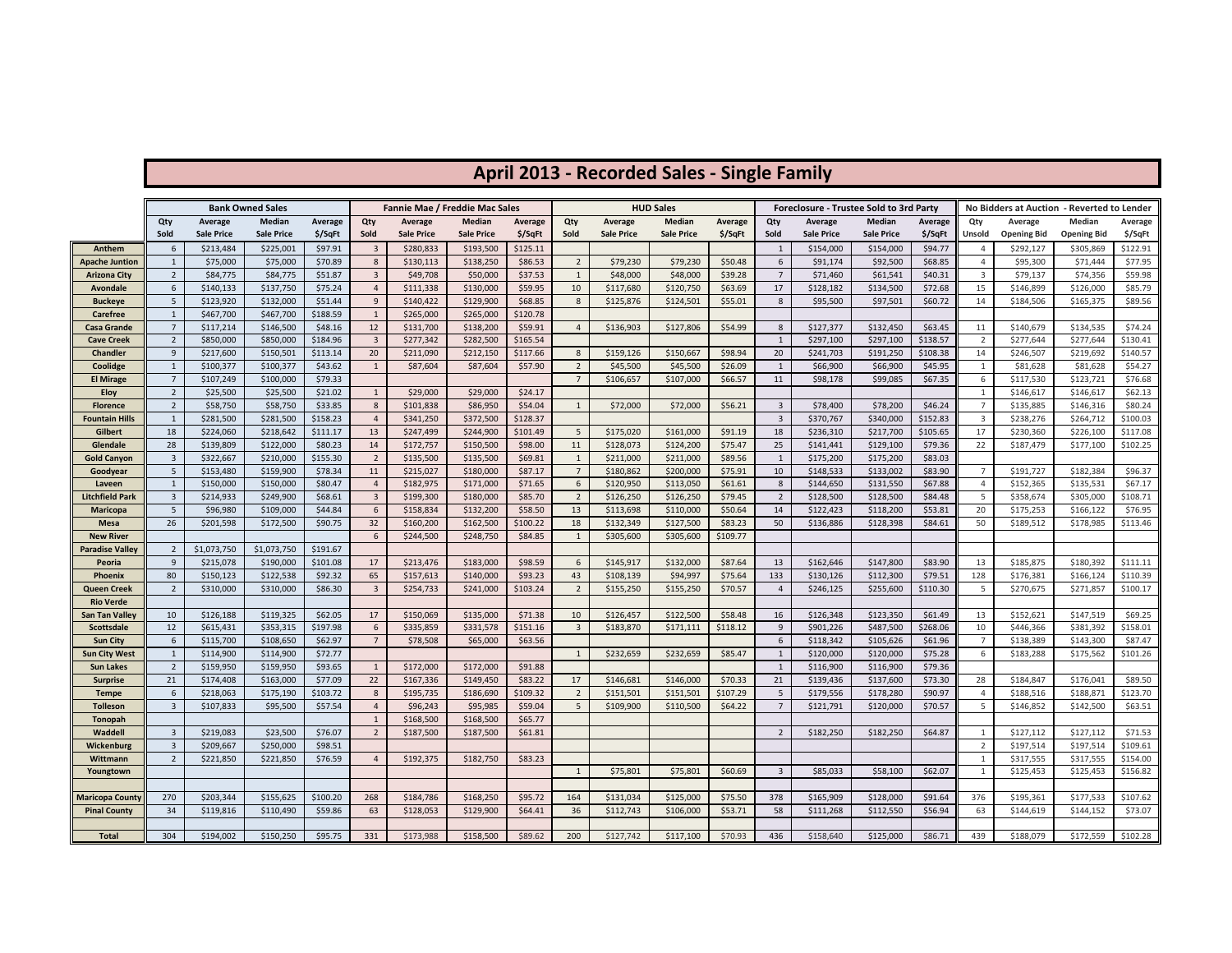# April 2013 - Recorded Sales - Single Family

| | Bank Owned Sales | | | | Fannie Mae / Freddie Mac Sales | | | | HUD Sales | | | | Foreclosure - Trustee Sold to 3rd Party | | | | No Bidders at Auction - Reverted to Lender | | | |
|---|---|---|---|---|---|---|---|---|---|---|---|---|---|---|---|---|---|---|---|---|
| | Qty Sold | Average Sale Price | Median Sale Price | Average $/SqFt | Qty Sold | Average Sale Price | Median Sale Price | Average $/SqFt | Qty Sold | Average Sale Price | Median Sale Price | Average $/SqFt | Qty Sold | Average Sale Price | Median Sale Price | Average $/SqFt | Qty Unsold | Average Opening Bid | Median Opening Bid | Average $/SqFt |
| **Anthem** | 6 | $213,484 | $225,001 | $97.91 | 3 | $280,833 | $193,500 | $125.11 | | | | | 1 | $154,000 | $154,000 | $94.77 | 4 | $292,127 | $305,869 | $122.91 |
| **Apache Juntion** | 1 | $75,000 | $75,000 | $70.89 | 8 | $130,113 | $138,250 | $86.53 | 2 | $79,230 | $79,230 | $50.48 | 6 | $91,174 | $92,500 | $68.85 | 4 | $95,300 | $71,444 | $77.95 |
| **Arizona City** | 2 | $84,775 | $84,775 | $51.87 | 3 | $49,708 | $50,000 | $37.53 | 1 | $48,000 | $48,000 | $39.28 | 7 | $71,460 | $61,541 | $40.31 | 3 | $79,137 | $74,356 | $59.98 |
| **Avondale** | 6 | $140,133 | $137,750 | $75.24 | 4 | $111,338 | $130,000 | $59.95 | 10 | $117,680 | $120,750 | $63.69 | 17 | $128,182 | $134,500 | $72.68 | 15 | $146,899 | $126,000 | $85.79 |
| **Buckeye** | 5 | $123,920 | $132,000 | $51.44 | 9 | $140,422 | $129,900 | $68.85 | 8 | $125,876 | $124,501 | $55.01 | 8 | $95,500 | $97,501 | $60.72 | 14 | $184,506 | $165,375 | $89.56 |
| **Carefree** | 1 | $467,700 | $467,700 | $188.59 | 1 | $265,000 | $265,000 | $120.78 | | | | | | | | | | | | |
| **Casa Grande** | 7 | $117,214 | $146,500 | $48.16 | 12 | $131,700 | $138,200 | $59.91 | 4 | $136,903 | $127,806 | $54.99 | 8 | $127,377 | $132,450 | $63.45 | 11 | $140,679 | $134,535 | $74.24 |
| **Cave Creek** | 2 | $850,000 | $850,000 | $184.96 | 3 | $277,342 | $282,500 | $165.54 | | | | | 1 | $297,100 | $297,100 | $138.57 | 2 | $277,644 | $277,644 | $130.41 |
| **Chandler** | 9 | $217,600 | $150,501 | $113.14 | 20 | $211,090 | $212,150 | $117.66 | 8 | $159,126 | $150,667 | $98.94 | 20 | $241,703 | $191,250 | $108.38 | 14 | $246,507 | $219,692 | $140.57 |
| **Coolidge** | 1 | $100,377 | $100,377 | $43.62 | 1 | $87,604 | $87,604 | $57.90 | 2 | $45,500 | $45,500 | $26.09 | 1 | $66,900 | $66,900 | $45.95 | 1 | $81,628 | $81,628 | $54.27 |
| **El Mirage** | 7 | $107,249 | $100,000 | $79.33 | | | | | 7 | $106,657 | $107,000 | $66.57 | 11 | $98,178 | $99,085 | $67.35 | 6 | $117,530 | $123,721 | $76.68 |
| **Eloy** | 2 | $25,500 | $25,500 | $21.02 | 1 | $29,000 | $29,000 | $24.17 | | | | | | | | | 1 | $146,617 | $146,617 | $62.13 |
| **Florence** | 2 | $58,750 | $58,750 | $33.85 | 8 | $101,838 | $86,950 | $54.04 | 1 | $72,000 | $72,000 | $56.21 | 3 | $78,400 | $78,200 | $46.24 | 7 | $135,885 | $146,316 | $80.24 |
| **Fountain Hills** | 1 | $281,500 | $281,500 | $158.23 | 4 | $341,250 | $372,500 | $128.37 | | | | | 3 | $370,767 | $340,000 | $152.83 | 3 | $238,276 | $264,712 | $100.03 |
| **Gilbert** | 18 | $224,060 | $218,642 | $111.17 | 13 | $247,499 | $244,900 | $101.49 | 5 | $175,020 | $161,000 | $91.19 | 18 | $236,310 | $217,700 | $105.65 | 17 | $230,360 | $226,100 | $117.08 |
| **Glendale** | 28 | $139,809 | $122,000 | $80.23 | 14 | $172,757 | $150,500 | $98.00 | 11 | $128,073 | $124,200 | $75.47 | 25 | $141,441 | $129,100 | $79.36 | 22 | $187,479 | $177,100 | $102.25 |
| **Gold Canyon** | 3 | $322,667 | $210,000 | $155.30 | 2 | $135,500 | $135,500 | $69.81 | 1 | $211,000 | $211,000 | $89.56 | 1 | $175,200 | $175,200 | $83.03 | | | | |
| **Goodyear** | 5 | $153,480 | $159,900 | $78.34 | 11 | $215,027 | $180,000 | $87.17 | 7 | $180,862 | $200,000 | $75.91 | 10 | $148,533 | $133,002 | $83.90 | 7 | $191,727 | $182,384 | $96.37 |
| **Laveen** | 1 | $150,000 | $150,000 | $80.47 | 4 | $182,975 | $171,000 | $71.65 | 6 | $120,950 | $113,050 | $61.61 | 8 | $144,650 | $131,550 | $67.88 | 4 | $152,365 | $135,531 | $67.17 |
| **Litchfield Park** | 3 | $214,933 | $249,900 | $68.61 | 3 | $199,300 | $180,000 | $85.70 | 2 | $126,250 | $126,250 | $79.45 | 2 | $128,500 | $128,500 | $84.48 | 5 | $358,674 | $305,000 | $108.71 |
| **Maricopa** | 5 | $96,980 | $109,000 | $44.84 | 6 | $158,834 | $132,200 | $58.50 | 13 | $113,698 | $110,000 | $50.64 | 14 | $122,423 | $118,200 | $53.81 | 20 | $175,253 | $166,122 | $76.95 |
| **Mesa** | 26 | $201,598 | $172,500 | $90.75 | 32 | $160,200 | $162,500 | $100.22 | 18 | $132,349 | $127,500 | $83.23 | 50 | $136,886 | $128,398 | $84.61 | 50 | $189,512 | $178,985 | $113.46 |
| **New River** | | | | | 6 | $244,500 | $248,750 | $84.85 | 1 | $305,600 | $305,600 | $109.77 | | | | | | | | |
| **Paradise Valley** | 2 | $1,073,750 | $1,073,750 | $191.67 | | | | | | | | | | | | | | | | |
| **Peoria** | 9 | $215,078 | $190,000 | $101.08 | 17 | $213,476 | $183,000 | $98.59 | 6 | $145,917 | $132,000 | $87.64 | 13 | $162,646 | $147,800 | $83.90 | 13 | $185,875 | $180,392 | $111.11 |
| **Phoenix** | 80 | $150,123 | $122,538 | $92.32 | 65 | $157,613 | $140,000 | $93.23 | 43 | $108,139 | $94,997 | $75.64 | 133 | $130,126 | $112,300 | $79.51 | 128 | $176,381 | $166,124 | $110.39 |
| **Queen Creek** | 2 | $310,000 | $310,000 | $86.30 | 3 | $254,733 | $241,000 | $103.24 | 2 | $155,250 | $155,250 | $70.57 | 4 | $246,125 | $255,600 | $110.30 | 5 | $270,675 | $271,857 | $100.17 |
| **Rio Verde** | | | | | | | | | | | | | | | | | | | | |
| **San Tan Valley** | 10 | $126,188 | $119,325 | $62.05 | 17 | $150,069 | $135,000 | $71.38 | 10 | $126,457 | $122,500 | $58.48 | 16 | $126,348 | $123,350 | $61.49 | 13 | $152,621 | $147,519 | $69.25 |
| **Scottsdale** | 12 | $615,431 | $353,315 | $197.98 | 6 | $335,859 | $331,578 | $151.16 | 3 | $183,870 | $171,111 | $118.12 | 9 | $901,226 | $487,500 | $268.06 | 10 | $446,366 | $381,392 | $158.01 |
| **Sun City** | 6 | $115,700 | $108,650 | $62.97 | 7 | $78,508 | $65,000 | $63.56 | | | | | 6 | $118,342 | $105,626 | $61.96 | 7 | $138,389 | $143,300 | $87.47 |
| **Sun City West** | 1 | $114,900 | $114,900 | $72.77 | | | | | 1 | $232,659 | $232,659 | $85.47 | 1 | $120,000 | $120,000 | $75.28 | 6 | $183,288 | $175,562 | $101.26 |
| **Sun Lakes** | 2 | $159,950 | $159,950 | $93.65 | 1 | $172,000 | $172,000 | $91.88 | | | | | 1 | $116,900 | $116,900 | $79.36 | | | | |
| **Surprise** | 21 | $174,408 | $163,000 | $77.09 | 22 | $167,336 | $149,450 | $83.22 | 17 | $146,681 | $146,000 | $70.33 | 21 | $139,436 | $137,600 | $73.30 | 28 | $184,847 | $176,041 | $89.50 |
| **Tempe** | 6 | $218,063 | $175,190 | $103.72 | 8 | $195,735 | $186,690 | $109.32 | 2 | $151,501 | $151,501 | $107.29 | 5 | $179,556 | $178,280 | $90.97 | 4 | $188,516 | $188,871 | $123.70 |
| **Tolleson** | 3 | $107,833 | $95,500 | $57.54 | 4 | $96,243 | $95,985 | $59.04 | 5 | $109,900 | $110,500 | $64.22 | 7 | $121,791 | $120,000 | $70.57 | 5 | $146,852 | $142,500 | $63.51 |
| **Tonopah** | | | | | 1 | $168,500 | $168,500 | $65.77 | | | | | | | | | | | | |
| **Waddell** | 3 | $219,083 | $23,500 | $76.07 | 2 | $187,500 | $187,500 | $61.81 | | | | | 2 | $182,250 | $182,250 | $64.87 | 1 | $127,112 | $127,112 | $71.53 |
| **Wickenburg** | 3 | $209,667 | $250,000 | $98.51 | | | | | | | | | | | | | 2 | $197,514 | $197,514 | $109.61 |
| **Wittmann** | 2 | $221,850 | $221,850 | $76.59 | 4 | $192,375 | $182,750 | $83.23 | | | | | | | | | 1 | $317,555 | $317,555 | $154.00 |
| **Youngtown** | | | | | | | | | 1 | $75,801 | $75,801 | $60.69 | 3 | $85,033 | $58,100 | $62.07 | 1 | $125,453 | $125,453 | $156.82 |
| | | | | | | | | | | | | | | | | | | | | |
| **Maricopa County** | 270 | $203,344 | $155,625 | $100.20 | 268 | $184,786 | $168,250 | $95.72 | 164 | $131,034 | $125,000 | $75.50 | 378 | $165,909 | $128,000 | $91.64 | 376 | $195,361 | $177,533 | $107.62 |
| **Pinal County** | 34 | $119,816 | $110,490 | $59.86 | 63 | $128,053 | $129,900 | $64.41 | 36 | $112,743 | $106,000 | $53.71 | 58 | $111,268 | $112,550 | $56.94 | 63 | $144,619 | $144,152 | $73.07 |
| | | | | | | | | | | | | | | | | | | | | |
| **Total** | 304 | $194,002 | $150,250 | $95.75 | 331 | $173,988 | $158,500 | $89.62 | 200 | $127,742 | $117,100 | $70.93 | 436 | $158,640 | $125,000 | $86.71 | 439 | $188,079 | $172,559 | $102.28 |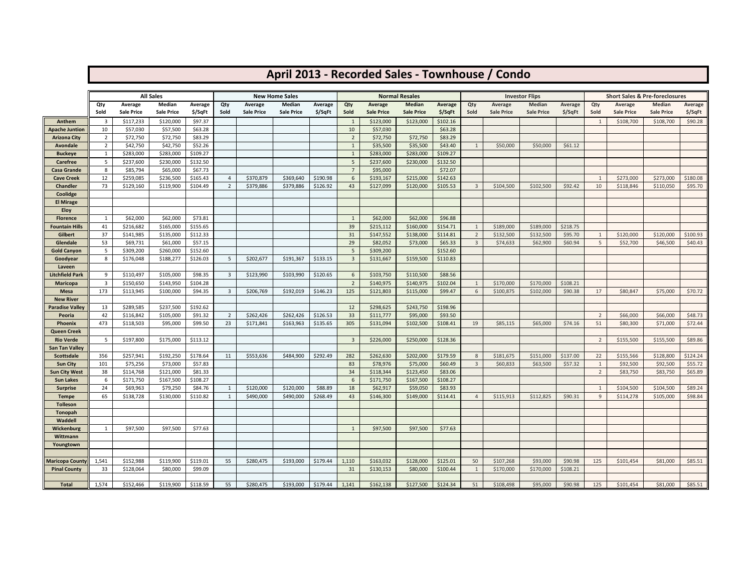# April 2013 - Recorded Sales - Townhouse / Condo

| | All Sales | | | | New Home Sales | | | | Normal Resales | | | | Investor Flips | | | | Short Sales & Pre-foreclosures | | | |
|---|---|---|---|---|---|---|---|---|---|---|---|---|---|---|---|---|---|---|---|---|
| | Qty Sold | Average Sale Price | Median Sale Price | Average $/SqFt | Qty Sold | Average Sale Price | Median Sale Price | Average $/SqFt | Qty Sold | Average Sale Price | Median Sale Price | Average $/SqFt | Qty Sold | Average Sale Price | Median Sale Price | Average $/SqFt | Qty Sold | Average Sale Price | Median Sale Price | Average $/SqFt |
| **Anthem** | 3 | $117,233 | $120,000 | $97.37 | | | | | 1 | $123,000 | $123,000 | $102.16 | | | | | 1 | $108,700 | $108,700 | $90.28 |
| **Apache Juntion** | 10 | $57,030 | $57,500 | $63.28 | | | | | 10 | $57,030 | | $63.28 | | | | | | | | |
| **Arizona City** | 2 | $72,750 | $72,750 | $83.29 | | | | | 2 | $72,750 | $72,750 | $83.29 | | | | | | | | |
| **Avondale** | 2 | $42,750 | $42,750 | $52.26 | | | | | 1 | $35,500 | $35,500 | $43.40 | 1 | $50,000 | $50,000 | $61.12 | | | | |
| **Buckeye** | 1 | $283,000 | $283,000 | $109.27 | | | | | 1 | $283,000 | $283,000 | $109.27 | | | | | | | | |
| **Carefree** | 5 | $237,600 | $230,000 | $132.50 | | | | | 5 | $237,600 | $230,000 | $132.50 | | | | | | | | |
| **Casa Grande** | 8 | $85,794 | $65,000 | $67.73 | | | | | 7 | $95,000 | | $72.07 | | | | | | | | |
| **Cave Creek** | 12 | $259,085 | $236,500 | $165.43 | 4 | $370,879 | $369,640 | $190.98 | 6 | $193,167 | $215,000 | $142.63 | | | | | 1 | $273,000 | $273,000 | $180.08 |
| **Chandler** | 73 | $129,160 | $119,900 | $104.49 | 2 | $379,886 | $379,886 | $126.92 | 43 | $127,099 | $120,000 | $105.53 | 3 | $104,500 | $102,500 | $92.42 | 10 | $118,846 | $110,050 | $95.70 |
| **Coolidge** | | | | | | | | | | | | | | | | | | | | |
| **El Mirage** | | | | | | | | | | | | | | | | | | | | |
| **Eloy** | | | | | | | | | | | | | | | | | | | | |
| **Florence** | 1 | $62,000 | $62,000 | $73.81 | | | | | 1 | $62,000 | $62,000 | $96.88 | | | | | | | | |
| **Fountain Hills** | 41 | $216,682 | $165,000 | $155.65 | | | | | 39 | $215,112 | $160,000 | $154.71 | 1 | $189,000 | $189,000 | $218.75 | | | | |
| **Gilbert** | 37 | $141,985 | $135,000 | $112.33 | | | | | 31 | $147,552 | $138,000 | $114.81 | 2 | $132,500 | $132,500 | $95.70 | 1 | $120,000 | $120,000 | $100.93 |
| **Glendale** | 53 | $69,731 | $61,000 | $57.15 | | | | | 29 | $82,052 | $73,000 | $65.33 | 3 | $74,633 | $62,900 | $60.94 | 5 | $52,700 | $46,500 | $40.43 |
| **Gold Canyon** | 5 | $309,200 | $260,000 | $152.60 | | | | | 5 | $309,200 | | $152.60 | | | | | | | | |
| **Goodyear** | 8 | $176,048 | $188,277 | $126.03 | 5 | $202,677 | $191,367 | $133.15 | 3 | $131,667 | $159,500 | $110.83 | | | | | | | | |
| **Laveen** | | | | | | | | | | | | | | | | | | | | |
| **Litchfield Park** | 9 | $110,497 | $105,000 | $98.35 | 3 | $123,990 | $103,990 | $120.65 | 6 | $103,750 | $110,500 | $88.56 | | | | | | | | |
| **Maricopa** | 3 | $150,650 | $143,950 | $104.28 | | | | | 2 | $140,975 | $140,975 | $102.04 | 1 | $170,000 | $170,000 | $108.21 | | | | |
| **Mesa** | 173 | $113,945 | $100,000 | $94.35 | 3 | $206,769 | $192,019 | $146.23 | 125 | $121,803 | $115,000 | $99.47 | 6 | $100,875 | $102,000 | $90.38 | 17 | $80,847 | $75,000 | $70.72 |
| **New River** | | | | | | | | | | | | | | | | | | | | |
| **Paradise Valley** | 13 | $289,585 | $237,500 | $192.62 | | | | | 12 | $298,625 | $243,750 | $198.96 | | | | | | | | |
| **Peoria** | 42 | $116,842 | $105,000 | $91.32 | 2 | $262,426 | $262,426 | $126.53 | 33 | $111,777 | $95,000 | $93.50 | | | | | 2 | $66,000 | $66,000 | $48.73 |
| **Phoenix** | 473 | $118,503 | $95,000 | $99.50 | 23 | $171,841 | $163,963 | $135.65 | 305 | $131,094 | $102,500 | $108.41 | 19 | $85,115 | $65,000 | $74.16 | 51 | $80,300 | $71,000 | $72.44 |
| **Queen Creek** | | | | | | | | | | | | | | | | | | | | |
| **Rio Verde** | 5 | $197,800 | $175,000 | $113.12 | | | | | 3 | $226,000 | $250,000 | $128.36 | | | | | 2 | $155,500 | $155,500 | $89.86 |
| **San Tan Valley** | | | | | | | | | | | | | | | | | | | | |
| **Scottsdale** | 356 | $257,941 | $192,250 | $178.64 | 11 | $553,636 | $484,900 | $292.49 | 282 | $262,630 | $202,000 | $179.59 | 8 | $181,675 | $151,000 | $137.00 | 22 | $155,566 | $128,800 | $124.24 |
| **Sun City** | 101 | $75,256 | $73,000 | $57.83 | | | | | 83 | $78,976 | $75,000 | $60.49 | 3 | $60,833 | $63,500 | $57.32 | 1 | $92,500 | $92,500 | $55.72 |
| **Sun City West** | 38 | $114,768 | $121,000 | $81.33 | | | | | 34 | $118,344 | $123,450 | $83.06 | | | | | 2 | $83,750 | $83,750 | $65.89 |
| **Sun Lakes** | 6 | $171,750 | $167,500 | $108.27 | | | | | 6 | $171,750 | $167,500 | $108.27 | | | | | | | | |
| **Surprise** | 24 | $69,963 | $79,250 | $84.76 | 1 | $120,000 | $120,000 | $88.89 | 18 | $62,917 | $59,050 | $83.93 | | | | | 1 | $104,500 | $104,500 | $89.24 |
| **Tempe** | 65 | $138,728 | $130,000 | $110.82 | 1 | $490,000 | $490,000 | $268.49 | 43 | $146,300 | $149,000 | $114.41 | 4 | $115,913 | $112,825 | $90.31 | 9 | $114,278 | $105,000 | $98.84 |
| **Tolleson** | | | | | | | | | | | | | | | | | | | | |
| **Tonopah** | | | | | | | | | | | | | | | | | | | | |
| **Waddell** | | | | | | | | | | | | | | | | | | | | |
| **Wickenburg** | 1 | $97,500 | $97,500 | $77.63 | | | | | 1 | $97,500 | $97,500 | $77.63 | | | | | | | | |
| **Wittmann** | | | | | | | | | | | | | | | | | | | | |
| **Youngtown** | | | | | | | | | | | | | | | | | | | | |
| | | | | | | | | | | | | | | | | | | | | |
| **Maricopa County** | 1,541 | $152,988 | $119,900 | $119.01 | 55 | $280,475 | $193,000 | $179.44 | 1,110 | $163,032 | $128,000 | $125.01 | 50 | $107,268 | $93,000 | $90.98 | 125 | $101,454 | $81,000 | $85.51 |
| **Pinal County** | 33 | $128,064 | $80,000 | $99.09 | | | | | 31 | $130,153 | $80,000 | $100.44 | 1 | $170,000 | $170,000 | $108.21 | | | | |
| | | | | | | | | | | | | | | | | | | | | |
| **Total** | 1,574 | $152,466 | $119,900 | $118.59 | 55 | $280,475 | $193,000 | $179.44 | 1,141 | $162,138 | $127,500 | $124.34 | 51 | $108,498 | $95,000 | $90.98 | 125 | $101,454 | $81,000 | $85.51 |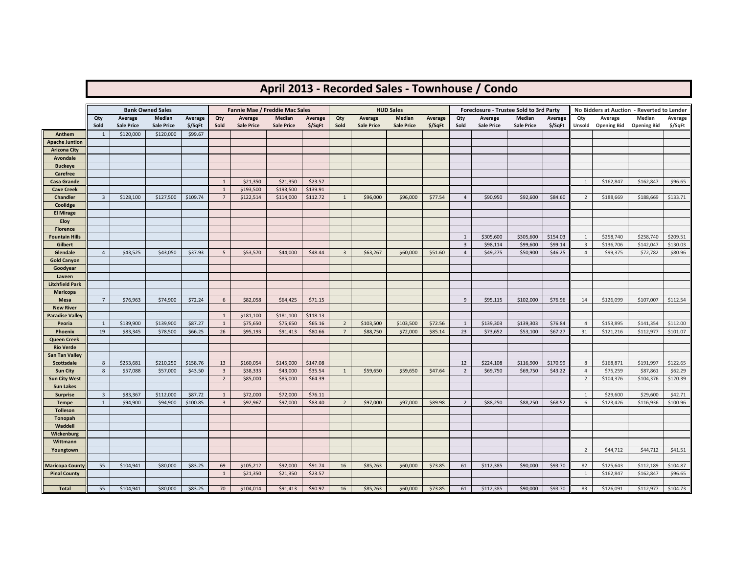# April 2013 - Recorded Sales - Townhouse / Condo

| | Bank Owned Sales | | | | Fannie Mae / Freddie Mac Sales | | | | HUD Sales | | | | Foreclosure - Trustee Sold to 3rd Party | | | | No Bidders at Auction - Reverted to Lender | | | |
|---|---|---|---|---|---|---|---|---|---|---|---|---|---|---|---|---|---|---|---|---|
| | Qty Sold | Average Sale Price | Median Sale Price | Average $/SqFt | Qty Sold | Average Sale Price | Median Sale Price | Average $/SqFt | Qty Sold | Average Sale Price | Median Sale Price | Average $/SqFt | Qty Sold | Average Sale Price | Median Sale Price | Average $/SqFt | Qty Unsold | Average Opening Bid | Median Opening Bid | Average $/SqFt |
| **Anthem** | 1 | $120,000 | $120,000 | $99.67 | | | | | | | | | | | | | | | | |
| **Apache Juntion** | | | | | | | | | | | | | | | | | | | | |
| **Arizona City** | | | | | | | | | | | | | | | | | | | | |
| **Avondale** | | | | | | | | | | | | | | | | | | | | |
| **Buckeye** | | | | | | | | | | | | | | | | | | | | |
| **Carefree** | | | | | | | | | | | | | | | | | | | | |
| **Casa Grande** | | | | | 1 | $21,350 | $21,350 | $23.57 | | | | | | | | | 1 | $162,847 | $162,847 | $96.65 |
| **Cave Creek** | | | | | 1 | $193,500 | $193,500 | $139.91 | | | | | | | | | | | | |
| **Chandler** | 3 | $128,100 | $127,500 | $109.74 | 7 | $122,514 | $114,000 | $112.72 | 1 | $96,000 | $96,000 | $77.54 | 4 | $90,950 | $92,600 | $84.60 | 2 | $188,669 | $188,669 | $133.71 |
| **Coolidge** | | | | | | | | | | | | | | | | | | | | |
| **El Mirage** | | | | | | | | | | | | | | | | | | | | |
| **Eloy** | | | | | | | | | | | | | | | | | | | | |
| **Florence** | | | | | | | | | | | | | | | | | | | | |
| **Fountain Hills** | | | | | | | | | | | | | 1 | $305,600 | $305,600 | $154.03 | 1 | $258,740 | $258,740 | $209.51 |
| **Gilbert** | | | | | | | | | | | | | 3 | $98,114 | $99,600 | $99.14 | 3 | $136,706 | $142,047 | $130.03 |
| **Glendale** | 4 | $43,525 | $43,050 | $37.93 | 5 | $53,570 | $44,000 | $48.44 | 3 | $63,267 | $60,000 | $51.60 | 4 | $49,275 | $50,900 | $46.25 | 4 | $99,375 | $72,782 | $80.96 |
| **Gold Canyon** | | | | | | | | | | | | | | | | | | | | |
| **Goodyear** | | | | | | | | | | | | | | | | | | | | |
| **Laveen** | | | | | | | | | | | | | | | | | | | | |
| **Litchfield Park** | | | | | | | | | | | | | | | | | | | | |
| **Maricopa** | | | | | | | | | | | | | | | | | | | | |
| **Mesa** | 7 | $76,963 | $74,900 | $72.24 | 6 | $82,058 | $64,425 | $71.15 | | | | | 9 | $95,115 | $102,000 | $76.96 | 14 | $126,099 | $107,007 | $112.54 |
| **New River** | | | | | | | | | | | | | | | | | | | | |
| **Paradise Valley** | | | | | 1 | $181,100 | $181,100 | $118.13 | | | | | | | | | | | | |
| **Peoria** | 1 | $139,900 | $139,900 | $87.27 | 1 | $75,650 | $75,650 | $65.16 | 2 | $103,500 | $103,500 | $72.56 | 1 | $139,303 | $139,303 | $76.84 | 4 | $153,895 | $141,354 | $112.00 |
| **Phoenix** | 19 | $83,345 | $78,500 | $66.25 | 26 | $95,193 | $91,413 | $80.66 | 7 | $88,750 | $72,000 | $85.14 | 23 | $73,652 | $53,100 | $67.27 | 31 | $121,216 | $112,977 | $101.07 |
| **Queen Creek** | | | | | | | | | | | | | | | | | | | | |
| **Rio Verde** | | | | | | | | | | | | | | | | | | | | |
| **San Tan Valley** | | | | | | | | | | | | | | | | | | | | |
| **Scottsdale** | 8 | $253,681 | $210,250 | $158.76 | 13 | $160,054 | $145,000 | $147.08 | | | | | 12 | $224,108 | $116,900 | $170.99 | 8 | $168,871 | $191,997 | $122.65 |
| **Sun City** | 8 | $57,088 | $57,000 | $43.50 | 3 | $38,333 | $43,000 | $35.54 | 1 | $59,650 | $59,650 | $47.64 | 2 | $69,750 | $69,750 | $43.22 | 4 | $75,259 | $87,861 | $62.29 |
| **Sun City West** | | | | | 2 | $85,000 | $85,000 | $64.39 | | | | | | | | | 2 | $104,376 | $104,376 | $120.39 |
| **Sun Lakes** | | | | | | | | | | | | | | | | | | | | |
| **Surprise** | 3 | $83,367 | $112,000 | $87.72 | 1 | $72,000 | $72,000 | $76.11 | | | | | | | | | 1 | $29,600 | $29,600 | $42.71 |
| **Tempe** | 1 | $94,900 | $94,900 | $100.85 | 3 | $92,967 | $97,000 | $83.40 | 2 | $97,000 | $97,000 | $89.98 | 2 | $88,250 | $88,250 | $68.52 | 6 | $123,426 | $116,936 | $100.96 |
| **Tolleson** | | | | | | | | | | | | | | | | | | | | |
| **Tonopah** | | | | | | | | | | | | | | | | | | | | |
| **Waddell** | | | | | | | | | | | | | | | | | | | | |
| **Wickenburg** | | | | | | | | | | | | | | | | | | | | |
| **Wittmann** | | | | | | | | | | | | | | | | | | | | |
| **Youngtown** | | | | | | | | | | | | | | | | | 2 | $44,712 | $44,712 | $41.51 |
| | | | | | | | | | | | | | | | | | | | | |
| **Maricopa County** | 55 | $104,941 | $80,000 | $83.25 | 69 | $105,212 | $92,000 | $91.74 | 16 | $85,263 | $60,000 | $73.85 | 61 | $112,385 | $90,000 | $93.70 | 82 | $125,643 | $112,189 | $104.87 |
| **Pinal County** | | | | | 1 | $21,350 | $21,350 | $23.57 | | | | | | | | | 1 | $162,847 | $162,847 | $96.65 |
| | | | | | | | | | | | | | | | | | | | | |
| **Total** | 55 | $104,941 | $80,000 | $83.25 | 70 | $104,014 | $91,413 | $90.97 | 16 | $85,263 | $60,000 | $73.85 | 61 | $112,385 | $90,000 | $93.70 | 83 | $126,091 | $112,977 | $104.73 |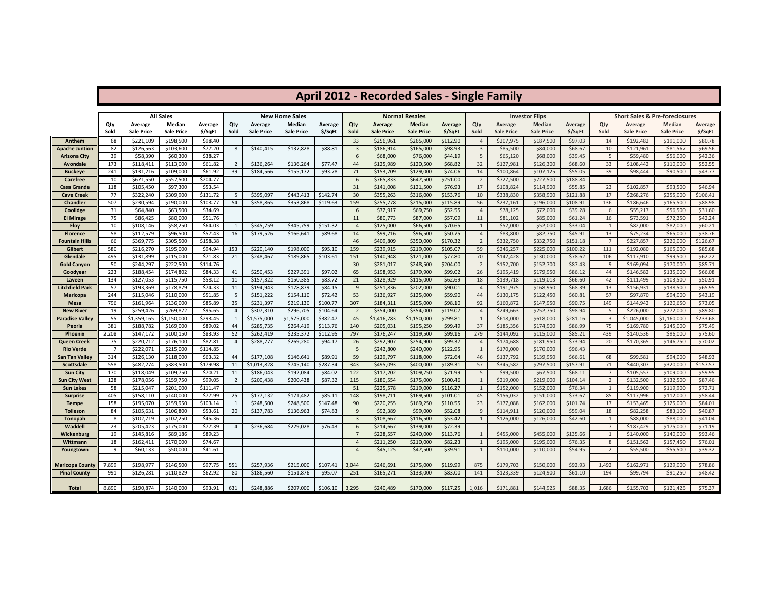# April 2012 - Recorded Sales - Single Family

| | All Sales | | | | New Home Sales | | | | Normal Resales | | | | Investor Flips | | | | Short Sales & Pre-foreclosures | | | |
|---|---|---|---|---|---|---|---|---|---|---|---|---|---|---|---|---|---|---|---|---|
| | Qty Sold | Average Sale Price | Median Sale Price | Average $/SqFt | Qty Sold | Average Sale Price | Median Sale Price | Average $/SqFt | Qty Sold | Average Sale Price | Median Sale Price | Average $/SqFt | Qty Sold | Average Sale Price | Median Sale Price | Average $/SqFt | Qty Sold | Average Sale Price | Median Sale Price | Average $/SqFt |
| Anthem | 68 | $221,109 | $198,500 | $98.40 | | | | | 33 | $256,961 | $265,000 | $112.90 | 4 | $207,975 | $187,500 | $97.03 | 14 | $192,482 | $191,000 | $80.78 |
| Apache Juntion | 82 | $126,563 | $103,600 | $77.20 | 8 | $140,415 | $137,828 | $88.81 | 3 | $186,914 | $165,000 | $98.93 | 3 | $85,500 | $84,000 | $68.67 | 10 | $121,961 | $81,567 | $69.56 |
| Arizona City | 39 | $58,390 | $60,300 | $38.27 | | | | | 6 | $68,000 | $76,000 | $44.19 | 5 | $65,120 | $68,000 | $39.45 | 5 | $59,480 | $56,000 | $42.36 |
| Avondale | 173 | $118,411 | $113,000 | $61.82 | 2 | $136,264 | $136,264 | $77.47 | 44 | $125,989 | $120,500 | $68.82 | 32 | $127,981 | $126,300 | $68.60 | 33 | $108,442 | $110,000 | $52.55 |
| Buckeye | 241 | $131,216 | $109,000 | $61.92 | 39 | $184,566 | $155,172 | $93.78 | 71 | $153,709 | $129,000 | $74.06 | 14 | $100,864 | $107,125 | $55.05 | 39 | $98,444 | $90,500 | $43.77 |
| Carefree | 10 | $671,550 | $557,500 | $204.77 | | | | | 6 | $765,833 | $647,500 | $251.00 | 2 | $727,500 | $727,500 | $188.84 | | | | |
| Casa Grande | 118 | $105,450 | $97,300 | $53.54 | | | | | 31 | $141,008 | $121,500 | $76.93 | 17 | $108,824 | $114,900 | $55.85 | 23 | $102,857 | $93,500 | $46.94 |
| Cave Creek | 77 | $322,240 | $309,900 | $131.72 | 5 | $395,097 | $443,413 | $142.74 | 30 | $355,263 | $316,000 | $153.76 | 10 | $338,830 | $358,900 | $121.88 | 17 | $268,276 | $255,000 | $106.41 |
| Chandler | 507 | $230,594 | $190,000 | $103.77 | 54 | $358,865 | $353,868 | $119.63 | 159 | $255,778 | $215,000 | $115.89 | 56 | $237,161 | $196,000 | $108.91 | 136 | $186,646 | $165,500 | $88.98 |
| Coolidge | 31 | $64,840 | $63,500 | $34.69 | | | | | 6 | $72,917 | $69,750 | $52.55 | 4 | $78,125 | $72,000 | $39.28 | 6 | $55,217 | $56,500 | $31.60 |
| El Mirage | 75 | $86,425 | $80,000 | $51.76 | | | | | 11 | $80,773 | $87,000 | $57.09 | 11 | $81,102 | $85,000 | $61.24 | 16 | $73,591 | $72,250 | $42.24 |
| Eloy | 10 | $108,146 | $58,250 | $64.03 | 1 | $345,759 | $345,759 | $151.32 | 4 | $125,000 | $66,500 | $70.65 | 1 | $52,000 | $52,000 | $33.04 | 1 | $82,000 | $82,000 | $60.21 |
| Florence | 58 | $112,579 | $96,500 | $57.43 | 16 | $179,526 | $166,641 | $89.68 | 14 | $99,716 | $96,500 | $50.75 | 4 | $83,800 | $82,750 | $45.91 | 13 | $75,234 | $65,000 | $38.76 |
| Fountain Hills | 66 | $369,775 | $305,500 | $158.38 | | | | | 46 | $409,809 | $350,000 | $170.32 | 2 | $332,750 | $332,750 | $151.18 | 7 | $227,857 | $220,000 | $126.67 |
| Gilbert | 580 | $216,270 | $195,000 | $94.94 | 153 | $220,140 | $198,000 | $95.10 | 159 | $239,915 | $219,000 | $105.07 | 59 | $246,257 | $225,000 | $100.22 | 111 | $192,080 | $165,000 | $85.68 |
| Glendale | 495 | $131,899 | $115,000 | $71.83 | 21 | $248,467 | $189,865 | $103.61 | 151 | $140,948 | $121,000 | $77.80 | 70 | $142,428 | $130,000 | $78.62 | 106 | $117,910 | $99,500 | $62.22 |
| Gold Canyon | 50 | $244,297 | $222,500 | $114.76 | | | | | 30 | $281,017 | $248,500 | $204.00 | 2 | $152,700 | $152,700 | $87.43 | 9 | $169,094 | $170,000 | $85.71 |
| Goodyear | 223 | $188,454 | $174,802 | $84.33 | 41 | $250,453 | $227,391 | $97.02 | 65 | $198,953 | $179,900 | $99.02 | 26 | $195,419 | $179,950 | $86.12 | 44 | $146,582 | $135,000 | $66.08 |
| Laveen | 134 | $127,053 | $115,750 | $58.12 | 11 | $157,322 | $150,385 | $83.72 | 21 | $128,929 | $115,000 | $62.69 | 18 | $139,718 | $119,013 | $66.60 | 42 | $111,499 | $103,500 | $50.91 |
| Litchfield Park | 57 | $193,369 | $178,879 | $74.33 | 11 | $194,943 | $178,879 | $84.15 | 9 | $251,836 | $202,000 | $90.01 | 4 | $191,975 | $168,950 | $68.39 | 13 | $156,931 | $138,500 | $65.95 |
| Maricopa | 244 | $115,046 | $110,000 | $51.85 | 5 | $151,222 | $154,110 | $72.42 | 53 | $136,927 | $125,000 | $59.90 | 44 | $130,175 | $122,450 | $60.81 | 57 | $97,870 | $94,000 | $43.19 |
| Mesa | 796 | $161,964 | $136,000 | $85.89 | 35 | $231,397 | $219,130 | $100.77 | 307 | $184,311 | $155,000 | $98.10 | 92 | $160,872 | $147,950 | $90.75 | 149 | $144,942 | $120,650 | $73.05 |
| New River | 19 | $259,426 | $269,872 | $95.65 | 4 | $307,310 | $296,705 | $104.64 | 2 | $354,000 | $354,000 | $119.07 | 4 | $249,663 | $252,750 | $98.94 | 5 | $226,000 | $272,000 | $89.80 |
| Paradise Valley | 55 | $1,359,165 | $1,150,000 | $293.45 | 1 | $1,575,000 | $1,575,000 | $382.47 | 45 | $1,416,783 | $1,150,000 | $299.81 | 1 | $618,000 | $618,000 | $281.16 | 3 | $1,045,000 | $1,160,000 | $233.68 |
| Peoria | 381 | $188,782 | $169,000 | $89.02 | 44 | $285,735 | $264,419 | $113.76 | 140 | $205,031 | $195,250 | $99.49 | 37 | $185,356 | $174,900 | $86.99 | 75 | $169,780 | $145,000 | $75.49 |
| Phoenix | 2,208 | $147,172 | $100,150 | $83.93 | 52 | $262,419 | $235,372 | $112.95 | 797 | $176,247 | $119,500 | $99.16 | 279 | $144,092 | $115,000 | $85.21 | 439 | $140,536 | $96,000 | $75.60 |
| Queen Creek | 75 | $220,712 | $176,100 | $82.81 | 4 | $288,777 | $269,280 | $94.17 | 26 | $292,907 | $254,900 | $99.37 | 4 | $174,688 | $181,950 | $73.94 | 20 | $170,365 | $146,750 | $70.02 |
| Rio Verde | 7 | $222,071 | $215,000 | $114.85 | | | | | 5 | $242,800 | $240,000 | $122.95 | 1 | $170,000 | $170,000 | $96.43 | | | | |
| San Tan Valley | 314 | $126,130 | $118,000 | $63.32 | 44 | $177,108 | $146,641 | $89.91 | 59 | $129,797 | $118,000 | $72.64 | 46 | $137,792 | $139,950 | $66.61 | 68 | $99,581 | $94,000 | $48.93 |
| Scottsdale | 558 | $482,274 | $383,500 | $179.98 | 11 | $1,013,828 | $745,140 | $287.34 | 343 | $495,093 | $400,000 | $189.31 | 57 | $345,582 | $297,500 | $157.91 | 71 | $440,307 | $320,000 | $157.57 |
| Sun City | 170 | $118,049 | $109,750 | $70.21 | 11 | $186,043 | $192,084 | $84.02 | 122 | $117,202 | $109,750 | $71.99 | 5 | $99,500 | $67,500 | $68.11 | 7 | $105,557 | $109,000 | $59.95 |
| Sun City West | 128 | $178,056 | $159,750 | $99.05 | 2 | $200,438 | $200,438 | $87.32 | 115 | $180,554 | $175,000 | $100.46 | 1 | $219,000 | $219,000 | $104.14 | 2 | $132,500 | $132,500 | $87.46 |
| Sun Lakes | 58 | $215,047 | $201,000 | $111.47 | | | | | 51 | $225,578 | $219,000 | $116.27 | 1 | $152,000 | $152,000 | $76.34 | 1 | $119,900 | $119,900 | $72.71 |
| Surprise | 405 | $158,110 | $140,000 | $77.99 | 25 | $177,132 | $171,482 | $85.11 | 148 | $198,711 | $169,500 | $101.01 | 45 | $156,032 | $151,000 | $73.67 | 85 | $117,996 | $112,000 | $58.44 |
| Tempe | 158 | $195,070 | $159,950 | $103.14 | 1 | $248,500 | $248,500 | $147.48 | 90 | $220,255 | $169,250 | $110.55 | 23 | $177,088 | $162,000 | $101.74 | 17 | $153,465 | $125,000 | $84.01 |
| Tolleson | 84 | $105,631 | $106,800 | $53.61 | 20 | $137,783 | $136,963 | $74.83 | 9 | $92,389 | $99,000 | $52.08 | 9 | $114,911 | $120,000 | $59.04 | 18 | $82,258 | $83,100 | $40.87 |
| Tonopah | 8 | $102,719 | $102,250 | $45.36 | | | | | 3 | $108,667 | $116,500 | $53.42 | 1 | $126,000 | $126,000 | $42.60 | 1 | $88,000 | $88,000 | $41.04 |
| Waddell | 23 | $205,423 | $175,000 | $77.39 | 4 | $236,684 | $229,028 | $76.43 | 6 | $214,667 | $139,000 | $72.39 | | | | | 7 | $187,429 | $175,000 | $71.19 |
| Wickenburg | 19 | $145,816 | $89,186 | $89.23 | | | | | 7 | $228,557 | $240,000 | $113.76 | 1 | $455,000 | $455,000 | $135.66 | 1 | $140,000 | $140,000 | $93.46 |
| Wittmann | 18 | $162,411 | $170,000 | $74.67 | | | | | 4 | $211,250 | $210,000 | $82.23 | 1 | $195,000 | $195,000 | $76.35 | 8 | $151,562 | $157,450 | $76.01 |
| Youngtown | 9 | $60,133 | $50,000 | $41.61 | | | | | 4 | $45,125 | $47,500 | $39.91 | 1 | $110,000 | $110,000 | $54.95 | 2 | $55,500 | $55,500 | $39.32 |
| | | | | | | | | | | | | | | | | | | | | |
| Maricopa County | 7,899 | $198,977 | $146,500 | $97.75 | 551 | $257,936 | $215,000 | $107.41 | 3,044 | $246,691 | $175,000 | $119.99 | 875 | $179,703 | $150,000 | $92.93 | 1,492 | $162,971 | $129,000 | $78.86 |
| Pinal County | 991 | $126,281 | $110,829 | $62.92 | 80 | $186,560 | $151,876 | $95.07 | 251 | $165,271 | $133,000 | $83.00 | 141 | $123,339 | $124,900 | $61.10 | 194 | $99,794 | $91,250 | $48.42 |
| | | | | | | | | | | | | | | | | | | | | |
| Total | 8,890 | $190,874 | $140,000 | $93.91 | 631 | $248,886 | $207,000 | $106.10 | 3,295 | $240,489 | $170,000 | $117.25 | 1,016 | $171,881 | $144,925 | $88.35 | 1,686 | $155,702 | $121,425 | $75.37 |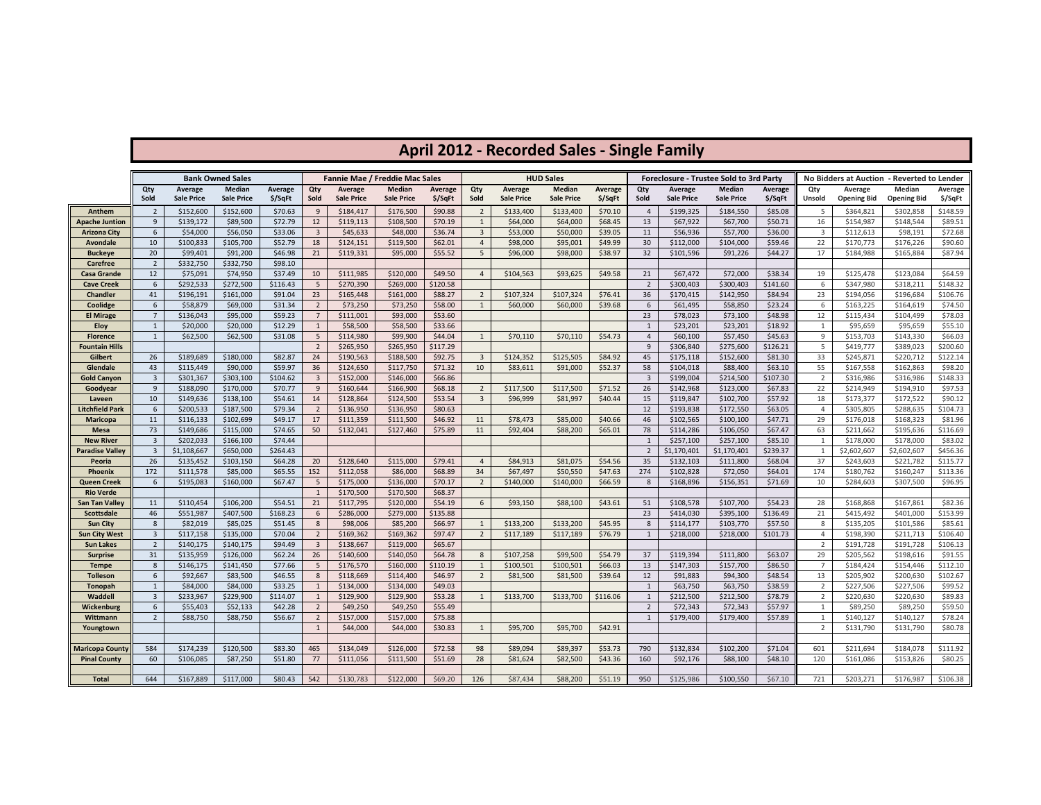# April 2012 - Recorded Sales - Single Family

| | Bank Owned Sales | | | | Fannie Mae / Freddie Mac Sales | | | | HUD Sales | | | | Foreclosure - Trustee Sold to 3rd Party | | | | No Bidders at Auction - Reverted to Lender | | | |
|---|---|---|---|---|---|---|---|---|---|---|---|---|---|---|---|---|---|---|---|---|
| | Qty Sold | Average Sale Price | Median Sale Price | Average $/SqFt | Qty Sold | Average Sale Price | Median Sale Price | Average $/SqFt | Qty Sold | Average Sale Price | Median Sale Price | Average $/SqFt | Qty Sold | Average Sale Price | Median Sale Price | Average $/SqFt | Qty Unsold | Average Opening Bid | Median Opening Bid | Average $/SqFt |
| Anthem | 2 | $152,600 | $152,600 | $70.63 | 9 | $184,417 | $176,500 | $90.88 | 2 | $133,400 | $133,400 | $70.10 | 4 | $199,325 | $184,550 | $85.08 | 5 | $364,821 | $302,858 | $148.59 |
| Apache Juntion | 9 | $139,172 | $89,500 | $72.79 | 12 | $119,113 | $108,500 | $70.19 | 1 | $64,000 | $64,000 | $68.45 | 13 | $67,922 | $67,700 | $50.71 | 16 | $154,987 | $148,544 | $89.51 |
| Arizona City | 6 | $54,000 | $56,050 | $33.06 | 3 | $45,633 | $48,000 | $36.74 | 3 | $53,000 | $50,000 | $39.05 | 11 | $56,936 | $57,700 | $36.00 | 3 | $112,613 | $98,191 | $72.68 |
| Avondale | 10 | $100,833 | $105,700 | $52.79 | 18 | $124,151 | $119,500 | $62.01 | 4 | $98,000 | $95,001 | $49.99 | 30 | $112,000 | $104,000 | $59.46 | 22 | $170,773 | $176,226 | $90.60 |
| Buckeye | 20 | $99,401 | $91,200 | $46.98 | 21 | $119,331 | $95,000 | $55.52 | 5 | $96,000 | $98,000 | $38.97 | 32 | $101,596 | $91,226 | $44.27 | 17 | $184,988 | $165,884 | $87.94 |
| Carefree | 2 | $332,750 | $332,750 | $98.10 | | | | | | | | | | | | | | | | |
| Casa Grande | 12 | $75,091 | $74,950 | $37.49 | 10 | $111,985 | $120,000 | $49.50 | 4 | $104,563 | $93,625 | $49.58 | 21 | $67,472 | $72,000 | $38.34 | 19 | $125,478 | $123,084 | $64.59 |
| Cave Creek | 6 | $292,533 | $272,500 | $116.43 | 5 | $270,390 | $269,000 | $120.58 | | | | | 2 | $300,403 | $300,403 | $141.60 | 6 | $347,980 | $318,211 | $148.32 |
| Chandler | 41 | $196,191 | $161,000 | $91.04 | 23 | $165,448 | $161,000 | $88.27 | 2 | $107,324 | $107,324 | $76.41 | 36 | $170,415 | $142,950 | $84.94 | 23 | $194,056 | $196,684 | $106.76 |
| Coolidge | 6 | $58,879 | $69,000 | $31.34 | 2 | $73,250 | $73,250 | $58.00 | 1 | $60,000 | $60,000 | $39.68 | 6 | $61,495 | $58,850 | $23.24 | 6 | $163,225 | $164,619 | $74.50 |
| El Mirage | 7 | $136,043 | $95,000 | $59.23 | 7 | $111,001 | $93,000 | $53.60 | | | | | 23 | $78,023 | $73,100 | $48.98 | 12 | $115,434 | $104,499 | $78.03 |
| Eloy | 1 | $20,000 | $20,000 | $12.29 | 1 | $58,500 | $58,500 | $33.66 | | | | | 1 | $23,201 | $23,201 | $18.92 | 1 | $95,659 | $95,659 | $55.10 |
| Florence | 1 | $62,500 | $62,500 | $31.08 | 5 | $114,980 | $99,900 | $44.04 | 1 | $70,110 | $70,110 | $54.73 | 4 | $60,100 | $57,450 | $45.63 | 9 | $153,703 | $143,300 | $66.03 |
| Fountain Hills | | | | | 2 | $265,950 | $265,950 | $117.29 | | | | | 9 | $306,840 | $275,600 | $126.21 | 5 | $419,777 | $389,023 | $200.60 |
| Gilbert | 26 | $189,689 | $180,000 | $82.87 | 24 | $190,563 | $188,500 | $92.75 | 3 | $124,352 | $125,505 | $84.92 | 45 | $175,118 | $152,600 | $81.30 | 33 | $245,871 | $220,712 | $122.14 |
| Glendale | 43 | $115,449 | $90,000 | $59.97 | 36 | $124,650 | $117,750 | $71.32 | 10 | $83,611 | $91,000 | $52.37 | 58 | $104,018 | $88,400 | $63.10 | 55 | $167,558 | $162,863 | $98.20 |
| Gold Canyon | 3 | $301,367 | $303,100 | $104.62 | 3 | $152,000 | $146,000 | $66.86 | | | | | 3 | $199,004 | $214,500 | $107.30 | 2 | $316,986 | $316,986 | $148.33 |
| Goodyear | 9 | $188,090 | $170,000 | $70.77 | 9 | $160,644 | $166,900 | $68.18 | 2 | $117,500 | $117,500 | $71.52 | 26 | $142,968 | $123,000 | $67.83 | 22 | $214,949 | $194,910 | $97.53 |
| Laveen | 10 | $149,636 | $138,100 | $54.61 | 14 | $128,864 | $124,500 | $53.54 | 3 | $96,999 | $81,997 | $40.44 | 15 | $119,847 | $102,700 | $57.92 | 18 | $173,377 | $172,522 | $90.12 |
| Litchfield Park | 6 | $200,533 | $187,500 | $79.34 | 2 | $136,950 | $136,950 | $80.63 | | | | | 12 | $193,838 | $172,550 | $63.05 | 4 | $305,805 | $288,635 | $104.73 |
| Maricopa | 11 | $116,133 | $102,699 | $49.17 | 17 | $111,359 | $111,500 | $46.92 | 11 | $78,473 | $85,000 | $40.66 | 46 | $102,565 | $100,100 | $47.71 | 29 | $176,018 | $168,323 | $81.96 |
| Mesa | 73 | $149,686 | $115,000 | $74.65 | 50 | $132,041 | $127,460 | $75.89 | 11 | $92,404 | $88,200 | $65.01 | 78 | $114,286 | $106,050 | $67.47 | 63 | $211,662 | $195,636 | $116.69 |
| New River | 3 | $202,033 | $166,100 | $74.44 | | | | | | | | | 1 | $257,100 | $257,100 | $85.10 | 1 | $178,000 | $178,000 | $83.02 |
| Paradise Valley | 3 | $1,108,667 | $650,000 | $264.43 | | | | | | | | | 2 | $1,170,401 | $1,170,401 | $239.37 | 1 | $2,602,607 | $2,602,607 | $456.36 |
| Peoria | 26 | $135,452 | $103,150 | $64.28 | 20 | $128,640 | $115,000 | $79.41 | 4 | $84,913 | $81,075 | $54.56 | 35 | $132,103 | $111,800 | $68.04 | 37 | $243,603 | $221,782 | $115.77 |
| Phoenix | 172 | $111,578 | $85,000 | $65.55 | 152 | $112,058 | $86,000 | $68.89 | 34 | $67,497 | $50,550 | $47.63 | 274 | $102,828 | $72,050 | $64.01 | 174 | $180,762 | $160,247 | $113.36 |
| Queen Creek | 6 | $195,083 | $160,000 | $67.47 | 5 | $175,000 | $136,000 | $70.17 | 2 | $140,000 | $140,000 | $66.59 | 8 | $168,896 | $156,351 | $71.69 | 10 | $284,603 | $307,500 | $96.95 |
| Rio Verde | | | | | 1 | $170,500 | $170,500 | $68.37 | | | | | | | | | | | | |
| San Tan Valley | 11 | $110,454 | $106,200 | $54.51 | 21 | $117,795 | $120,000 | $54.19 | 6 | $93,150 | $88,100 | $43.61 | 51 | $108,578 | $107,700 | $54.23 | 28 | $168,868 | $167,861 | $82.36 |
| Scottsdale | 46 | $551,987 | $407,500 | $168.23 | 6 | $286,000 | $279,000 | $135.88 | | | | | 23 | $414,030 | $395,100 | $136.49 | 21 | $415,492 | $401,000 | $153.99 |
| Sun City | 8 | $82,019 | $85,025 | $51.45 | 8 | $98,006 | $85,200 | $66.97 | 1 | $133,200 | $133,200 | $45.95 | 8 | $114,177 | $103,770 | $57.50 | 8 | $135,205 | $101,586 | $85.61 |
| Sun City West | 3 | $117,158 | $135,000 | $70.04 | 2 | $169,362 | $169,362 | $97.47 | 2 | $117,189 | $117,189 | $76.79 | 1 | $218,000 | $218,000 | $101.73 | 4 | $198,390 | $211,713 | $106.40 |
| Sun Lakes | 2 | $140,175 | $140,175 | $94.49 | 3 | $138,667 | $119,000 | $65.67 | | | | | | | | | 2 | $191,728 | $191,728 | $106.13 |
| Surprise | 31 | $135,959 | $126,000 | $62.24 | 26 | $140,600 | $140,050 | $64.78 | 8 | $107,258 | $99,500 | $54.79 | 37 | $119,394 | $111,800 | $63.07 | 29 | $205,562 | $198,616 | $91.55 |
| Tempe | 8 | $146,175 | $141,450 | $77.66 | 5 | $176,570 | $160,000 | $110.19 | 1 | $100,501 | $100,501 | $66.03 | 13 | $147,303 | $157,700 | $86.50 | 7 | $184,424 | $154,446 | $112.10 |
| Tolleson | 6 | $92,667 | $83,500 | $46.55 | 8 | $118,669 | $114,400 | $46.97 | 2 | $81,500 | $81,500 | $39.64 | 12 | $91,883 | $94,300 | $48.54 | 13 | $205,902 | $200,630 | $102.67 |
| Tonopah | 1 | $84,000 | $84,000 | $33.25 | 1 | $134,000 | $134,000 | $49.03 | | | | | 1 | $63,750 | $63,750 | $38.59 | 2 | $227,506 | $227,506 | $99.52 |
| Waddell | 3 | $233,967 | $229,900 | $114.07 | 1 | $129,900 | $129,900 | $53.28 | 1 | $133,700 | $133,700 | $116.06 | 1 | $212,500 | $212,500 | $78.79 | 2 | $220,630 | $220,630 | $89.83 |
| Wickenburg | 6 | $55,403 | $52,133 | $42.28 | 2 | $49,250 | $49,250 | $55.49 | | | | | 2 | $72,343 | $72,343 | $57.97 | 1 | $89,250 | $89,250 | $59.50 |
| Wittmann | 2 | $88,750 | $88,750 | $56.67 | 2 | $157,000 | $157,000 | $75.88 | | | | | 1 | $179,400 | $179,400 | $57.89 | 1 | $140,127 | $140,127 | $78.24 |
| Youngtown | | | | | 1 | $44,000 | $44,000 | $30.83 | 1 | $95,700 | $95,700 | $42.91 | | | | | 2 | $131,790 | $131,790 | $80.78 |
| | | | | | | | | | | | | | | | | | | | | |
| Maricopa County | 584 | $174,239 | $120,500 | $83.30 | 465 | $134,049 | $126,000 | $72.58 | 98 | $89,094 | $89,397 | $53.73 | 790 | $132,834 | $102,200 | $71.04 | 601 | $211,694 | $184,078 | $111.92 |
| Pinal County | 60 | $106,085 | $87,250 | $51.80 | 77 | $111,056 | $111,500 | $51.69 | 28 | $81,624 | $82,500 | $43.36 | 160 | $92,176 | $88,100 | $48.10 | 120 | $161,086 | $153,826 | $80.25 |
| | | | | | | | | | | | | | | | | | | | | |
| Total | 644 | $167,889 | $117,000 | $80.43 | 542 | $130,783 | $122,000 | $69.20 | 126 | $87,434 | $88,200 | $51.19 | 950 | $125,986 | $100,550 | $67.10 | 721 | $203,271 | $176,987 | $106.38 |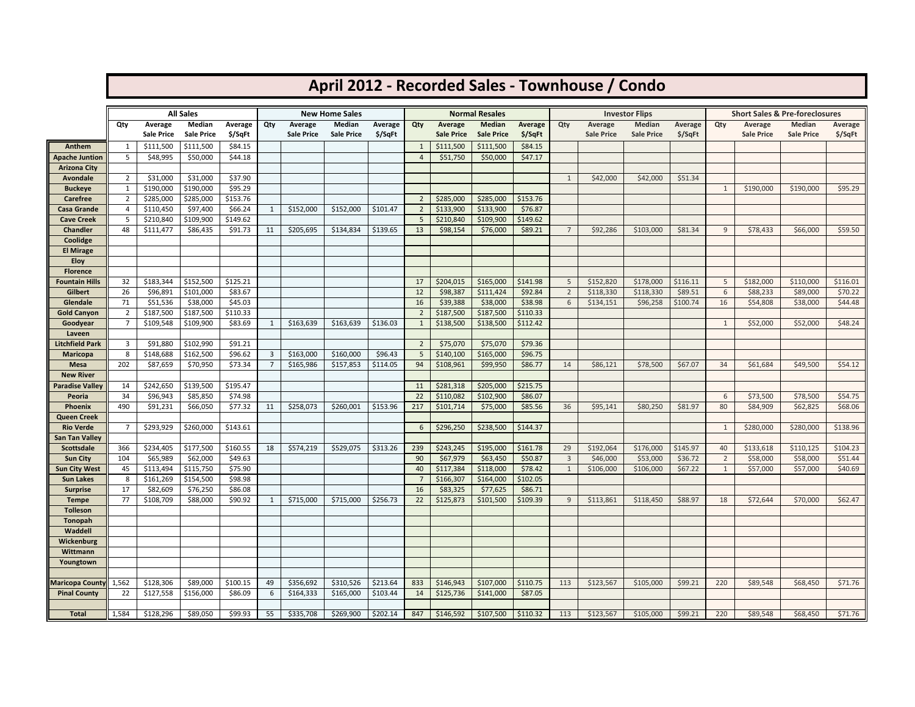# April 2012 - Recorded Sales - Townhouse / Condo

| | All Sales | | | | New Home Sales | | | | Normal Resales | | | | Investor Flips | | | | Short Sales & Pre-foreclosures | | | |
|---|---|---|---|---|---|---|---|---|---|---|---|---|---|---|---|---|---|---|---|---|
| | Qty | Average Sale Price | Median Sale Price | Average $/SqFt | Qty | Average Sale Price | Median Sale Price | Average $/SqFt | Qty | Average Sale Price | Median Sale Price | Average $/SqFt | Qty | Average Sale Price | Median Sale Price | Average $/SqFt | Qty | Average Sale Price | Median Sale Price | Average $/SqFt |
| **Anthem** | 1 | $111,500 | $111,500 | $84.15 | | | | | 1 | $111,500 | $111,500 | $84.15 | | | | | | | | |
| **Apache Juntion** | 5 | $48,995 | $50,000 | $44.18 | | | | | 4 | $51,750 | $50,000 | $47.17 | | | | | | | | |
| **Arizona City** | | | | | | | | | | | | | | | | | | | | |
| **Avondale** | 2 | $31,000 | $31,000 | $37.90 | | | | | | | | | 1 | $42,000 | $42,000 | $51.34 | | | | |
| **Buckeye** | 1 | $190,000 | $190,000 | $95.29 | | | | | | | | | | | | | 1 | $190,000 | $190,000 | $95.29 |
| **Carefree** | 2 | $285,000 | $285,000 | $153.76 | | | | | 2 | $285,000 | $285,000 | $153.76 | | | | | | | | |
| **Casa Grande** | 4 | $110,450 | $97,400 | $66.24 | 1 | $152,000 | $152,000 | $101.47 | 2 | $133,900 | $133,900 | $76.87 | | | | | | | | |
| **Cave Creek** | 5 | $210,840 | $109,900 | $149.62 | | | | | 5 | $210,840 | $109,900 | $149.62 | | | | | | | | |
| **Chandler** | 48 | $111,477 | $86,435 | $91.73 | 11 | $205,695 | $134,834 | $139.65 | 13 | $98,154 | $76,000 | $89.21 | 7 | $92,286 | $103,000 | $81.34 | 9 | $78,433 | $66,000 | $59.50 |
| **Coolidge** | | | | | | | | | | | | | | | | | | | | |
| **El Mirage** | | | | | | | | | | | | | | | | | | | | |
| **Eloy** | | | | | | | | | | | | | | | | | | | | |
| **Florence** | | | | | | | | | | | | | | | | | | | | |
| **Fountain Hills** | 32 | $183,344 | $152,500 | $125.21 | | | | | 17 | $204,015 | $165,000 | $141.98 | 5 | $152,820 | $178,000 | $116.11 | 5 | $182,000 | $110,000 | $116.01 |
| **Gilbert** | 26 | $96,891 | $101,000 | $83.67 | | | | | 12 | $98,387 | $111,424 | $92.84 | 2 | $118,330 | $118,330 | $89.51 | 6 | $88,233 | $89,000 | $70.22 |
| **Glendale** | 71 | $51,536 | $38,000 | $45.03 | | | | | 16 | $39,388 | $38,000 | $38.98 | 6 | $134,151 | $96,258 | $100.74 | 16 | $54,808 | $38,000 | $44.48 |
| **Gold Canyon** | 2 | $187,500 | $187,500 | $110.33 | | | | | 2 | $187,500 | $187,500 | $110.33 | | | | | | | | |
| **Goodyear** | 7 | $109,548 | $109,900 | $83.69 | 1 | $163,639 | $163,639 | $136.03 | 1 | $138,500 | $138,500 | $112.42 | | | | | 1 | $52,000 | $52,000 | $48.24 |
| **Laveen** | | | | | | | | | | | | | | | | | | | | |
| **Litchfield Park** | 3 | $91,880 | $102,990 | $91.21 | | | | | 2 | $75,070 | $75,070 | $79.36 | | | | | | | | |
| **Maricopa** | 8 | $148,688 | $162,500 | $96.62 | 3 | $163,000 | $160,000 | $96.43 | 5 | $140,100 | $165,000 | $96.75 | | | | | | | | |
| **Mesa** | 202 | $87,659 | $70,950 | $73.34 | 7 | $165,986 | $157,853 | $114.05 | 94 | $108,961 | $99,950 | $86.77 | 14 | $86,121 | $78,500 | $67.07 | 34 | $61,684 | $49,500 | $54.12 |
| **New River** | | | | | | | | | | | | | | | | | | | | |
| **Paradise Valley** | 14 | $242,650 | $139,500 | $195.47 | | | | | 11 | $281,318 | $205,000 | $215.75 | | | | | | | | |
| **Peoria** | 34 | $96,943 | $85,850 | $74.98 | | | | | 22 | $110,082 | $102,900 | $86.07 | | | | | 6 | $73,500 | $78,500 | $54.75 |
| **Phoenix** | 490 | $91,231 | $66,050 | $77.32 | 11 | $258,073 | $260,001 | $153.96 | 217 | $101,714 | $75,000 | $85.56 | 36 | $95,141 | $80,250 | $81.97 | 80 | $84,909 | $62,825 | $68.06 |
| **Queen Creek** | | | | | | | | | | | | | | | | | | | | |
| **Rio Verde** | 7 | $293,929 | $260,000 | $143.61 | | | | | 6 | $296,250 | $238,500 | $144.37 | | | | | 1 | $280,000 | $280,000 | $138.96 |
| **San Tan Valley** | | | | | | | | | | | | | | | | | | | | |
| **Scottsdale** | 366 | $234,405 | $177,500 | $160.55 | 18 | $574,219 | $529,075 | $313.26 | 239 | $243,245 | $195,000 | $161.78 | 29 | $192,064 | $176,000 | $145.97 | 40 | $133,618 | $110,125 | $104.23 |
| **Sun City** | 104 | $65,989 | $62,000 | $49.63 | | | | | 90 | $67,979 | $63,450 | $50.87 | 3 | $46,000 | $53,000 | $36.72 | 2 | $58,000 | $58,000 | $51.44 |
| **Sun City West** | 45 | $113,494 | $115,750 | $75.90 | | | | | 40 | $117,384 | $118,000 | $78.42 | 1 | $106,000 | $106,000 | $67.22 | 1 | $57,000 | $57,000 | $40.69 |
| **Sun Lakes** | 8 | $161,269 | $154,500 | $98.98 | | | | | 7 | $166,307 | $164,000 | $102.05 | | | | | | | | |
| **Surprise** | 17 | $82,609 | $76,250 | $86.08 | | | | | 16 | $83,325 | $77,625 | $86.71 | | | | | | | | |
| **Tempe** | 77 | $108,709 | $88,000 | $90.92 | 1 | $715,000 | $715,000 | $256.73 | 22 | $125,873 | $101,500 | $109.39 | 9 | $113,861 | $118,450 | $88.97 | 18 | $72,644 | $70,000 | $62.47 |
| **Tolleson** | | | | | | | | | | | | | | | | | | | | |
| **Tonopah** | | | | | | | | | | | | | | | | | | | | |
| **Waddell** | | | | | | | | | | | | | | | | | | | | |
| **Wickenburg** | | | | | | | | | | | | | | | | | | | | |
| **Wittmann** | | | | | | | | | | | | | | | | | | | | |
| **Youngtown** | | | | | | | | | | | | | | | | | | | | |
| | | | | | | | | | | | | | | | | | | | | |
| **Maricopa County** | 1,562 | $128,306 | $89,000 | $100.15 | 49 | $356,692 | $310,526 | $213.64 | 833 | $146,943 | $107,000 | $110.75 | 113 | $123,567 | $105,000 | $99.21 | 220 | $89,548 | $68,450 | $71.76 |
| **Pinal County** | 22 | $127,558 | $156,000 | $86.09 | 6 | $164,333 | $165,000 | $103.44 | 14 | $125,736 | $141,000 | $87.05 | | | | | | | | |
| | | | | | | | | | | | | | | | | | | | | |
| **Total** | 1,584 | $128,296 | $89,050 | $99.93 | 55 | $335,708 | $269,900 | $202.14 | 847 | $146,592 | $107,500 | $110.32 | 113 | $123,567 | $105,000 | $99.21 | 220 | $89,548 | $68,450 | $71.76 |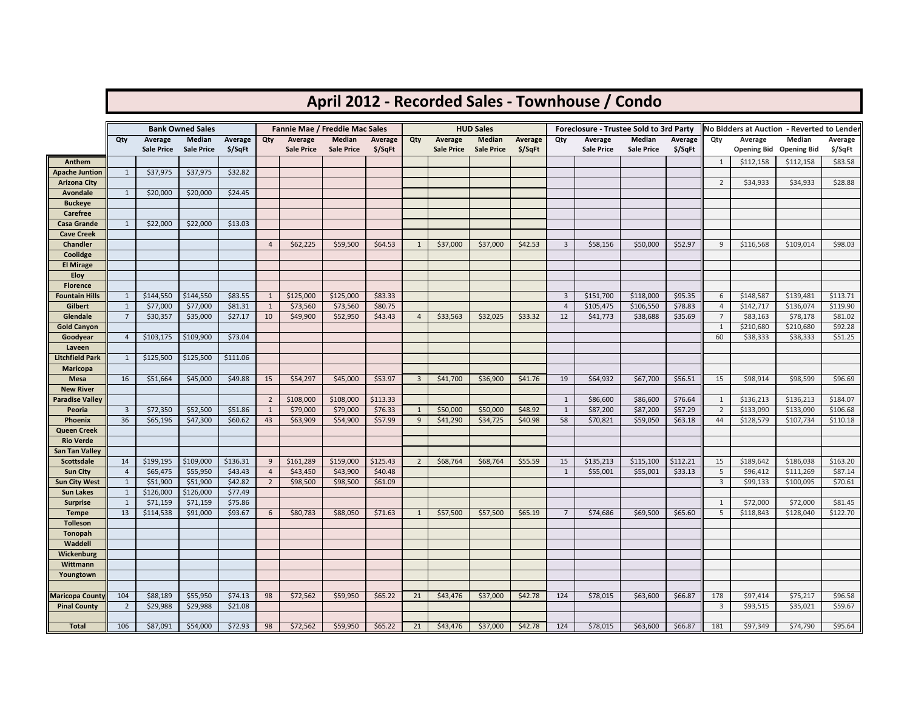# April 2012 - Recorded Sales - Townhouse / Condo

| | Bank Owned Sales | | | | Fannie Mae / Freddie Mac Sales | | | | HUD Sales | | | | Foreclosure - Trustee Sold to 3rd Party | | | | No Bidders at Auction - Reverted to Lender | | | |
|---|---|---|---|---|---|---|---|---|---|---|---|---|---|---|---|---|---|---|---|---|
| | Qty | Average Sale Price | Median Sale Price | Average $/SqFt | Qty | Average Sale Price | Median Sale Price | Average $/SqFt | Qty | Average Sale Price | Median Sale Price | Average $/SqFt | Qty | Average Sale Price | Median Sale Price | Average $/SqFt | Qty | Average Opening Bid | Median Opening Bid | Average $/SqFt |
| **Anthem** | | | | | | | | | | | | | | | | | 1 | $112,158 | $112,158 | $83.58 |
| **Apache Junction** | 1 | $37,975 | $37,975 | $32.82 | | | | | | | | | | | | | | | | |
| **Arizona City** | | | | | | | | | | | | | | | | | 2 | $34,933 | $34,933 | $28.88 |
| **Avondale** | 1 | $20,000 | $20,000 | $24.45 | | | | | | | | | | | | | | | | |
| **Buckeye** | | | | | | | | | | | | | | | | | | | | |
| **Carefree** | | | | | | | | | | | | | | | | | | | | |
| **Casa Grande** | 1 | $22,000 | $22,000 | $13.03 | | | | | | | | | | | | | | | | |
| **Cave Creek** | | | | | | | | | | | | | | | | | | | | |
| **Chandler** | | | | | 4 | $62,225 | $59,500 | $64.53 | 1 | $37,000 | $37,000 | $42.53 | 3 | $58,156 | $50,000 | $52.97 | 9 | $116,568 | $109,014 | $98.03 |
| **Coolidge** | | | | | | | | | | | | | | | | | | | | |
| **El Mirage** | | | | | | | | | | | | | | | | | | | | |
| **Eloy** | | | | | | | | | | | | | | | | | | | | |
| **Florence** | | | | | | | | | | | | | | | | | | | | |
| **Fountain Hills** | 1 | $144,550 | $144,550 | $83.55 | 1 | $125,000 | $125,000 | $83.33 | | | | | 3 | $151,700 | $118,000 | $95.35 | 6 | $148,587 | $139,481 | $113.71 |
| **Gilbert** | 1 | $77,000 | $77,000 | $81.31 | 1 | $73,560 | $73,560 | $80.75 | | | | | 4 | $105,475 | $106,550 | $78.83 | 4 | $142,717 | $136,074 | $119.90 |
| **Glendale** | 7 | $30,357 | $35,000 | $27.17 | 10 | $49,900 | $52,950 | $43.43 | 4 | $33,563 | $32,025 | $33.32 | 12 | $41,773 | $38,688 | $35.69 | 7 | $83,163 | $78,178 | $81.02 |
| **Gold Canyon** | | | | | | | | | | | | | | | | | 1 | $210,680 | $210,680 | $92.28 |
| **Goodyear** | 4 | $103,175 | $109,900 | $73.04 | | | | | | | | | | | | | 60 | $38,333 | $38,333 | $51.25 |
| **Laveen** | | | | | | | | | | | | | | | | | | | | |
| **Litchfield Park** | 1 | $125,500 | $125,500 | $111.06 | | | | | | | | | | | | | | | | |
| **Maricopa** | | | | | | | | | | | | | | | | | | | | |
| **Mesa** | 16 | $51,664 | $45,000 | $49.88 | 15 | $54,297 | $45,000 | $53.97 | 3 | $41,700 | $36,900 | $41.76 | 19 | $64,932 | $67,700 | $56.51 | 15 | $98,914 | $98,599 | $96.69 |
| **New River** | | | | | | | | | | | | | | | | | | | | |
| **Paradise Valley** | | | | | 2 | $108,000 | $108,000 | $113.33 | | | | | 1 | $86,600 | $86,600 | $76.64 | 1 | $136,213 | $136,213 | $184.07 |
| **Peoria** | 3 | $72,350 | $52,500 | $51.86 | 1 | $79,000 | $79,000 | $76.33 | 1 | $50,000 | $50,000 | $48.92 | 1 | $87,200 | $87,200 | $57.29 | 2 | $133,090 | $133,090 | $106.68 |
| **Phoenix** | 36 | $65,196 | $47,300 | $60.62 | 43 | $63,909 | $54,900 | $57.99 | 9 | $41,290 | $34,725 | $40.98 | 58 | $70,821 | $59,050 | $63.18 | 44 | $128,579 | $107,734 | $110.18 |
| **Queen Creek** | | | | | | | | | | | | | | | | | | | | |
| **Rio Verde** | | | | | | | | | | | | | | | | | | | | |
| **San Tan Valley** | | | | | | | | | | | | | | | | | | | | |
| **Scottsdale** | 14 | $199,195 | $109,000 | $136.31 | 9 | $161,289 | $159,000 | $125.43 | 2 | $68,764 | $68,764 | $55.59 | 15 | $135,213 | $115,100 | $112.21 | 15 | $189,642 | $186,038 | $163.20 |
| **Sun City** | 4 | $65,475 | $55,950 | $43.43 | 4 | $43,450 | $43,900 | $40.48 | | | | | 1 | $55,001 | $55,001 | $33.13 | 5 | $96,412 | $111,269 | $87.14 |
| **Sun City West** | 1 | $51,900 | $51,900 | $42.82 | 2 | $98,500 | $98,500 | $61.09 | | | | | | | | | 3 | $99,133 | $100,095 | $70.61 |
| **Sun Lakes** | 1 | $126,000 | $126,000 | $77.49 | | | | | | | | | | | | | | | | |
| **Surprise** | 1 | $71,159 | $71,159 | $75.86 | | | | | | | | | | | | | 1 | $72,000 | $72,000 | $81.45 |
| **Tempe** | 13 | $114,538 | $91,000 | $93.67 | 6 | $80,783 | $88,050 | $71.63 | 1 | $57,500 | $57,500 | $65.19 | 7 | $74,686 | $69,500 | $65.60 | 5 | $118,843 | $128,040 | $122.70 |
| **Tolleson** | | | | | | | | | | | | | | | | | | | | |
| **Tonopah** | | | | | | | | | | | | | | | | | | | | |
| **Waddell** | | | | | | | | | | | | | | | | | | | | |
| **Wickenburg** | | | | | | | | | | | | | | | | | | | | |
| **Wittmann** | | | | | | | | | | | | | | | | | | | | |
| **Youngtown** | | | | | | | | | | | | | | | | | | | | |
| **Maricopa County** | 104 | $88,189 | $55,950 | $74.13 | 98 | $72,562 | $59,950 | $65.22 | 21 | $43,476 | $37,000 | $42.78 | 124 | $78,015 | $63,600 | $66.87 | 178 | $97,414 | $75,217 | $96.58 |
| **Pinal County** | 2 | $29,988 | $29,988 | $21.08 | | | | | | | | | | | | | 3 | $93,515 | $35,021 | $59.67 |
| **Total** | 106 | $87,091 | $54,000 | $72.93 | 98 | $72,562 | $59,950 | $65.22 | 21 | $43,476 | $37,000 | $42.78 | 124 | $78,015 | $63,600 | $66.87 | 181 | $97,349 | $74,790 | $95.64 |